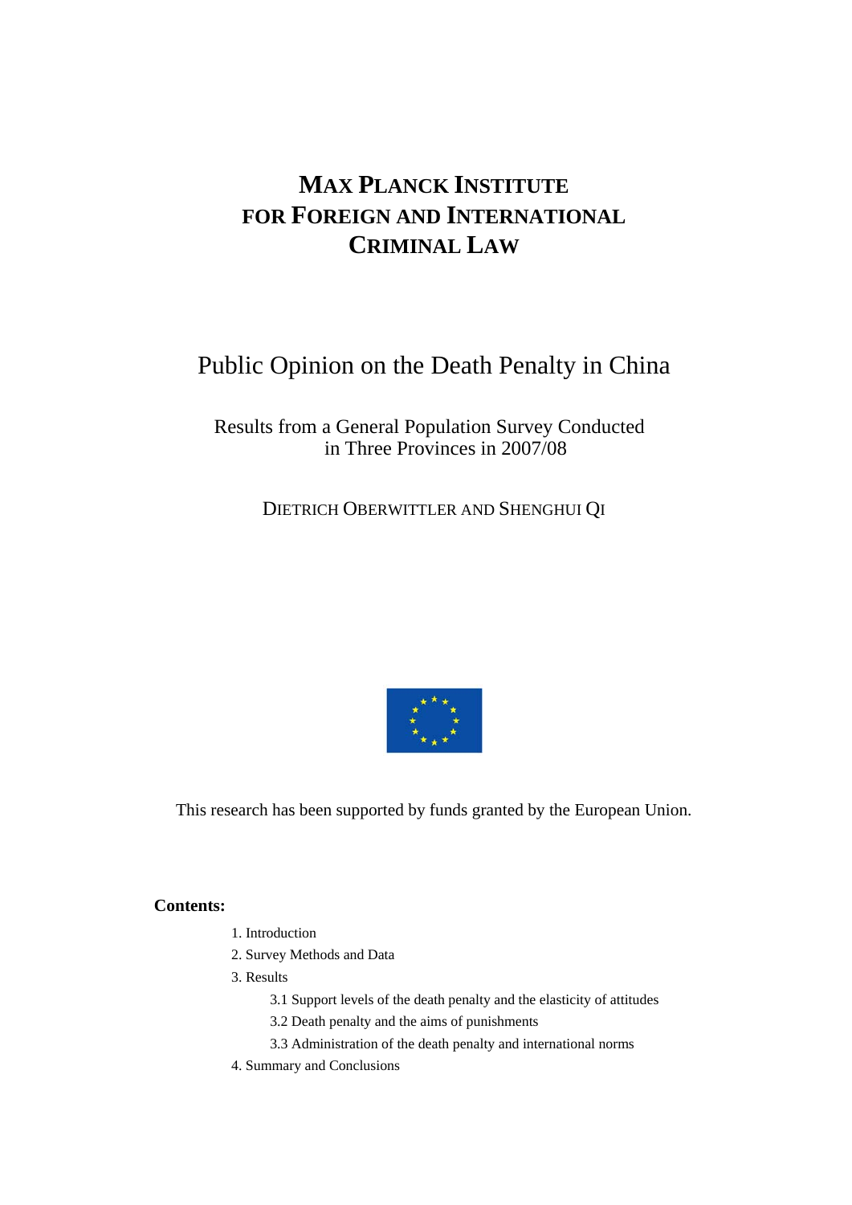# MAX PLANCK INSTITUTE FOR FOREIGN AND INTERNATIONAL CRIMINAL LAW

## Public Opinion on the Death Penalty in China

### Results from a General Population Survey Conducted in Three Provinces in 2007/08

DIETRICH OBERWITTLER AND SHENGHUI QI

This research has been supported by funds granted by the European Union.

**Contents:**

1. Introduction
2. Survey Methods and Data
3. Results
   - 3.1 Support levels of the death penalty and the elasticity of attitudes
   - 3.2 Death penalty and the aims of punishments
   - 3.3 Administration of the death penalty and international norms
4. Summary and Conclusions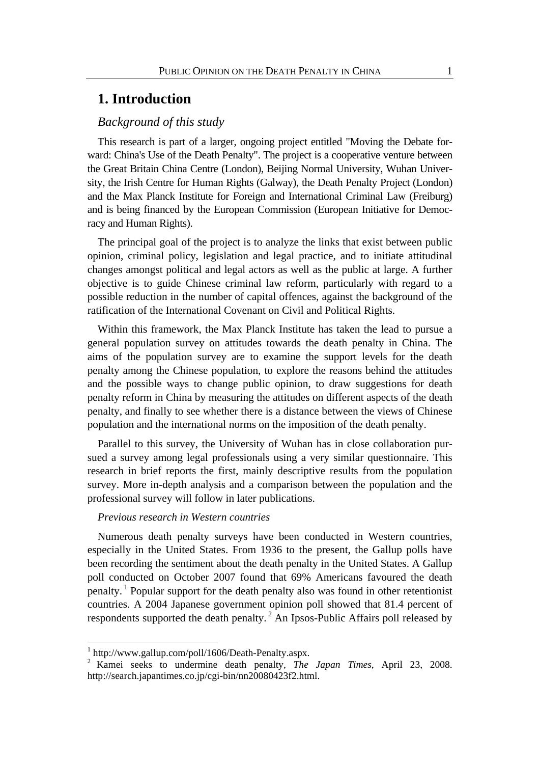# 1. Introduction

## *Background of this study*

This research is part of a larger, ongoing project entitled "Moving the Debate forward: China's Use of the Death Penalty". The project is a cooperative venture between the Great Britain China Centre (London), Beijing Normal University, Wuhan University, the Irish Centre for Human Rights (Galway), the Death Penalty Project (London) and the Max Planck Institute for Foreign and International Criminal Law (Freiburg) and is being financed by the European Commission (European Initiative for Democracy and Human Rights).

The principal goal of the project is to analyze the links that exist between public opinion, criminal policy, legislation and legal practice, and to initiate attitudinal changes amongst political and legal actors as well as the public at large. A further objective is to guide Chinese criminal law reform, particularly with regard to a possible reduction in the number of capital offences, against the background of the ratification of the International Covenant on Civil and Political Rights.

Within this framework, the Max Planck Institute has taken the lead to pursue a general population survey on attitudes towards the death penalty in China. The aims of the population survey are to examine the support levels for the death penalty among the Chinese population, to explore the reasons behind the attitudes and the possible ways to change public opinion, to draw suggestions for death penalty reform in China by measuring the attitudes on different aspects of the death penalty, and finally to see whether there is a distance between the views of Chinese population and the international norms on the imposition of the death penalty.

Parallel to this survey, the University of Wuhan has in close collaboration pursued a survey among legal professionals using a very similar questionnaire. This research in brief reports the first, mainly descriptive results from the population survey. More in-depth analysis and a comparison between the population and the professional survey will follow in later publications.

### *Previous research in Western countries*

Numerous death penalty surveys have been conducted in Western countries, especially in the United States. From 1936 to the present, the Gallup polls have been recording the sentiment about the death penalty in the United States. A Gallup poll conducted on October 2007 found that 69% Americans favoured the death penalty.[1] Popular support for the death penalty also was found in other retentionist countries. A 2004 Japanese government opinion poll showed that 81.4 percent of respondents supported the death penalty.[2] An Ipsos-Public Affairs poll released by

---

[1] http://www.gallup.com/poll/1606/Death-Penalty.aspx.

[2] Kamei seeks to undermine death penalty, *The Japan Times*, April 23, 2008. http://search.japantimes.co.jp/cgi-bin/nn20080423f2.html.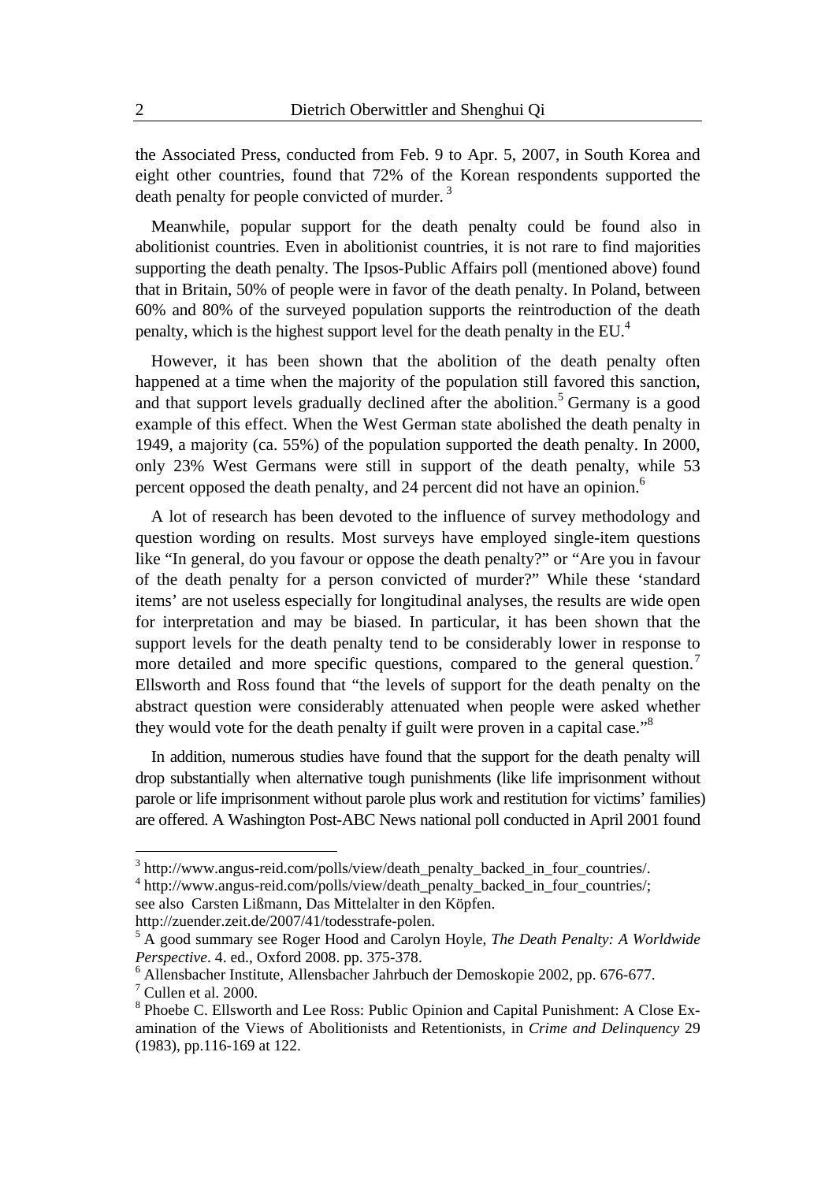the Associated Press, conducted from Feb. 9 to Apr. 5, 2007, in South Korea and eight other countries, found that 72% of the Korean respondents supported the death penalty for people convicted of murder. [3]

Meanwhile, popular support for the death penalty could be found also in abolitionist countries. Even in abolitionist countries, it is not rare to find majorities supporting the death penalty. The Ipsos-Public Affairs poll (mentioned above) found that in Britain, 50% of people were in favor of the death penalty. In Poland, between 60% and 80% of the surveyed population supports the reintroduction of the death penalty, which is the highest support level for the death penalty in the EU.[4]

However, it has been shown that the abolition of the death penalty often happened at a time when the majority of the population still favored this sanction, and that support levels gradually declined after the abolition.[5] Germany is a good example of this effect. When the West German state abolished the death penalty in 1949, a majority (ca. 55%) of the population supported the death penalty. In 2000, only 23% West Germans were still in support of the death penalty, while 53 percent opposed the death penalty, and 24 percent did not have an opinion.[6]

A lot of research has been devoted to the influence of survey methodology and question wording on results. Most surveys have employed single-item questions like "In general, do you favour or oppose the death penalty?" or "Are you in favour of the death penalty for a person convicted of murder?" While these 'standard items' are not useless especially for longitudinal analyses, the results are wide open for interpretation and may be biased. In particular, it has been shown that the support levels for the death penalty tend to be considerably lower in response to more detailed and more specific questions, compared to the general question.[7] Ellsworth and Ross found that "the levels of support for the death penalty on the abstract question were considerably attenuated when people were asked whether they would vote for the death penalty if guilt were proven in a capital case."[8]

In addition, numerous studies have found that the support for the death penalty will drop substantially when alternative tough punishments (like life imprisonment without parole or life imprisonment without parole plus work and restitution for victims' families) are offered. A Washington Post-ABC News national poll conducted in April 2001 found

---

[3] http://www.angus-reid.com/polls/view/death_penalty_backed_in_four_countries/.

[4] http://www.angus-reid.com/polls/view/death_penalty_backed_in_four_countries/; see also Carsten Lißmann, Das Mittelalter in den Köpfen. http://zuender.zeit.de/2007/41/todesstrafe-polen.

[5] A good summary see Roger Hood and Carolyn Hoyle, *The Death Penalty: A Worldwide Perspective*. 4. ed., Oxford 2008. pp. 375-378.

[6] Allensbacher Institute, Allensbacher Jahrbuch der Demoskopie 2002, pp. 676-677.

[7] Cullen et al. 2000.

[8] Phoebe C. Ellsworth and Lee Ross: Public Opinion and Capital Punishment: A Close Examination of the Views of Abolitionists and Retentionists, in *Crime and Delinquency* 29 (1983), pp.116-169 at 122.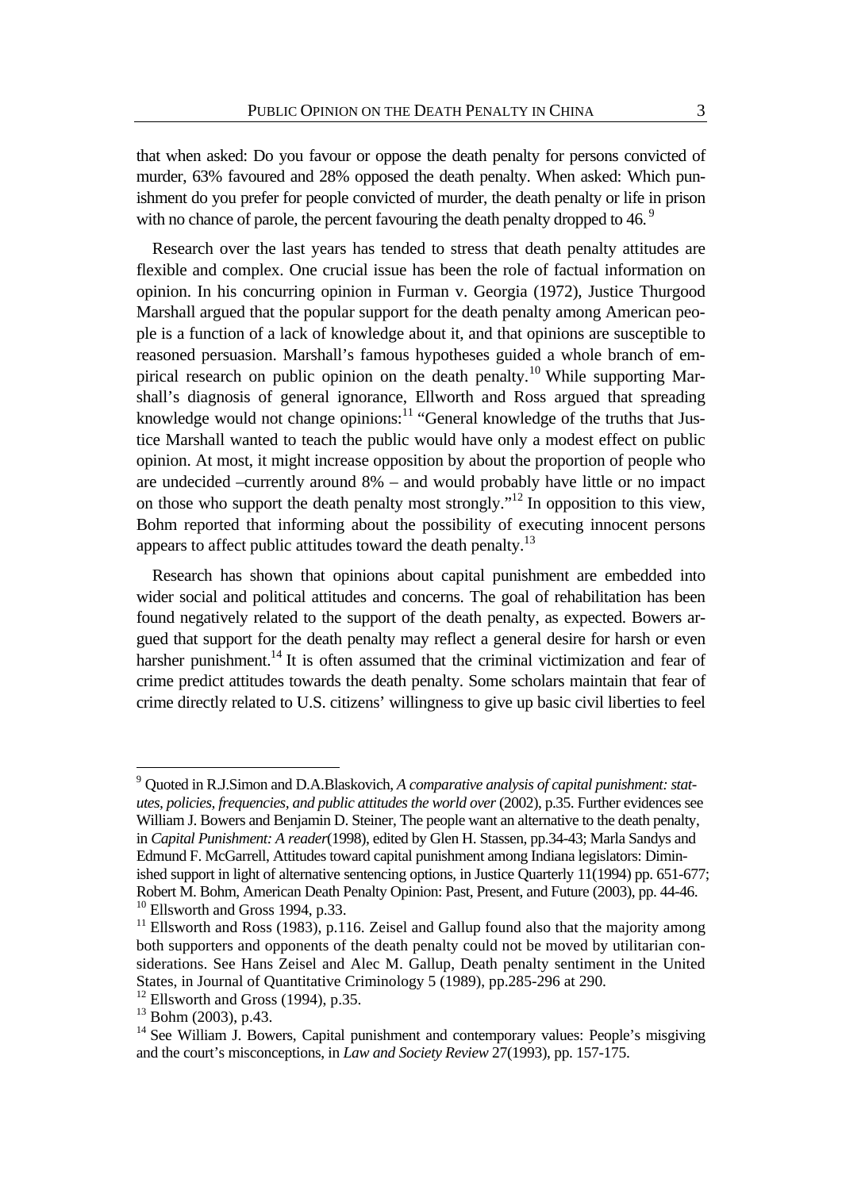that when asked: Do you favour or oppose the death penalty for persons convicted of murder, 63% favoured and 28% opposed the death penalty. When asked: Which punishment do you prefer for people convicted of murder, the death penalty or life in prison with no chance of parole, the percent favouring the death penalty dropped to 46.[9]

Research over the last years has tended to stress that death penalty attitudes are flexible and complex. One crucial issue has been the role of factual information on opinion. In his concurring opinion in Furman v. Georgia (1972), Justice Thurgood Marshall argued that the popular support for the death penalty among American people is a function of a lack of knowledge about it, and that opinions are susceptible to reasoned persuasion. Marshall's famous hypotheses guided a whole branch of empirical research on public opinion on the death penalty.[10] While supporting Marshall's diagnosis of general ignorance, Ellworth and Ross argued that spreading knowledge would not change opinions:[11] "General knowledge of the truths that Justice Marshall wanted to teach the public would have only a modest effect on public opinion. At most, it might increase opposition by about the proportion of people who are undecided –currently around 8% – and would probably have little or no impact on those who support the death penalty most strongly."[12] In opposition to this view, Bohm reported that informing about the possibility of executing innocent persons appears to affect public attitudes toward the death penalty.[13]

Research has shown that opinions about capital punishment are embedded into wider social and political attitudes and concerns. The goal of rehabilitation has been found negatively related to the support of the death penalty, as expected. Bowers argued that support for the death penalty may reflect a general desire for harsh or even harsher punishment.[14] It is often assumed that the criminal victimization and fear of crime predict attitudes towards the death penalty. Some scholars maintain that fear of crime directly related to U.S. citizens' willingness to give up basic civil liberties to feel

---

[9] Quoted in R.J.Simon and D.A.Blaskovich, *A comparative analysis of capital punishment: statutes, policies, frequencies, and public attitudes the world over* (2002), p.35. Further evidences see William J. Bowers and Benjamin D. Steiner, The people want an alternative to the death penalty, in *Capital Punishment: A reader*(1998), edited by Glen H. Stassen, pp.34-43; Marla Sandys and Edmund F. McGarrell, Attitudes toward capital punishment among Indiana legislators: Diminished support in light of alternative sentencing options, in Justice Quarterly 11(1994) pp. 651-677; Robert M. Bohm, American Death Penalty Opinion: Past, Present, and Future (2003), pp. 44-46.

[10] Ellsworth and Gross 1994, p.33.

[11] Ellsworth and Ross (1983), p.116. Zeisel and Gallup found also that the majority among both supporters and opponents of the death penalty could not be moved by utilitarian considerations. See Hans Zeisel and Alec M. Gallup, Death penalty sentiment in the United States, in Journal of Quantitative Criminology 5 (1989), pp.285-296 at 290.

[12] Ellsworth and Gross (1994), p.35.

[13] Bohm (2003), p.43.

[14] See William J. Bowers, Capital punishment and contemporary values: People's misgiving and the court's misconceptions, in *Law and Society Review* 27(1993), pp. 157-175.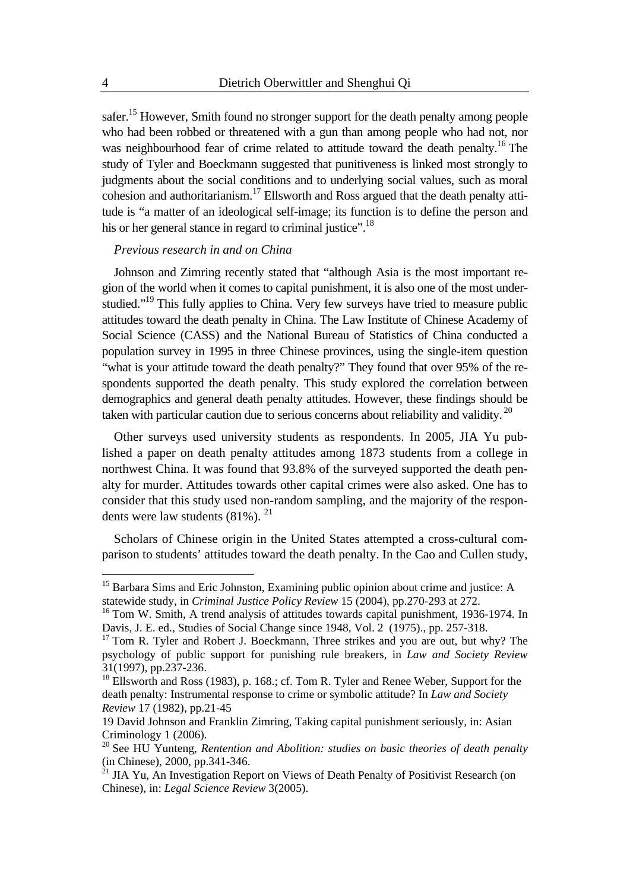safer.[15] However, Smith found no stronger support for the death penalty among people who had been robbed or threatened with a gun than among people who had not, nor was neighbourhood fear of crime related to attitude toward the death penalty.[16] The study of Tyler and Boeckmann suggested that punitiveness is linked most strongly to judgments about the social conditions and to underlying social values, such as moral cohesion and authoritarianism.[17] Ellsworth and Ross argued that the death penalty attitude is "a matter of an ideological self-image; its function is to define the person and his or her general stance in regard to criminal justice".[18]

*Previous research in and on China*

Johnson and Zimring recently stated that "although Asia is the most important region of the world when it comes to capital punishment, it is also one of the most understudied."[19] This fully applies to China. Very few surveys have tried to measure public attitudes toward the death penalty in China. The Law Institute of Chinese Academy of Social Science (CASS) and the National Bureau of Statistics of China conducted a population survey in 1995 in three Chinese provinces, using the single-item question "what is your attitude toward the death penalty?" They found that over 95% of the respondents supported the death penalty. This study explored the correlation between demographics and general death penalty attitudes. However, these findings should be taken with particular caution due to serious concerns about reliability and validity.[20]

Other surveys used university students as respondents. In 2005, JIA Yu published a paper on death penalty attitudes among 1873 students from a college in northwest China. It was found that 93.8% of the surveyed supported the death penalty for murder. Attitudes towards other capital crimes were also asked. One has to consider that this study used non-random sampling, and the majority of the respondents were law students (81%).[21]

Scholars of Chinese origin in the United States attempted a cross-cultural comparison to students' attitudes toward the death penalty. In the Cao and Cullen study,

---

[15] Barbara Sims and Eric Johnston, Examining public opinion about crime and justice: A statewide study, in *Criminal Justice Policy Review* 15 (2004), pp.270-293 at 272.

[16] Tom W. Smith, A trend analysis of attitudes towards capital punishment, 1936-1974. In Davis, J. E. ed., Studies of Social Change since 1948, Vol. 2 (1975)., pp. 257-318.

[17] Tom R. Tyler and Robert J. Boeckmann, Three strikes and you are out, but why? The psychology of public support for punishing rule breakers, in *Law and Society Review* 31(1997), pp.237-236.

[18] Ellsworth and Ross (1983), p. 168.; cf. Tom R. Tyler and Renee Weber, Support for the death penalty: Instrumental response to crime or symbolic attitude? In *Law and Society Review* 17 (1982), pp.21-45

19 David Johnson and Franklin Zimring, Taking capital punishment seriously, in: Asian Criminology 1 (2006).

[20] See HU Yunteng, *Rentention and Abolition: studies on basic theories of death penalty* (in Chinese), 2000, pp.341-346.

[21] JIA Yu, An Investigation Report on Views of Death Penalty of Positivist Research (on Chinese), in: *Legal Science Review* 3(2005).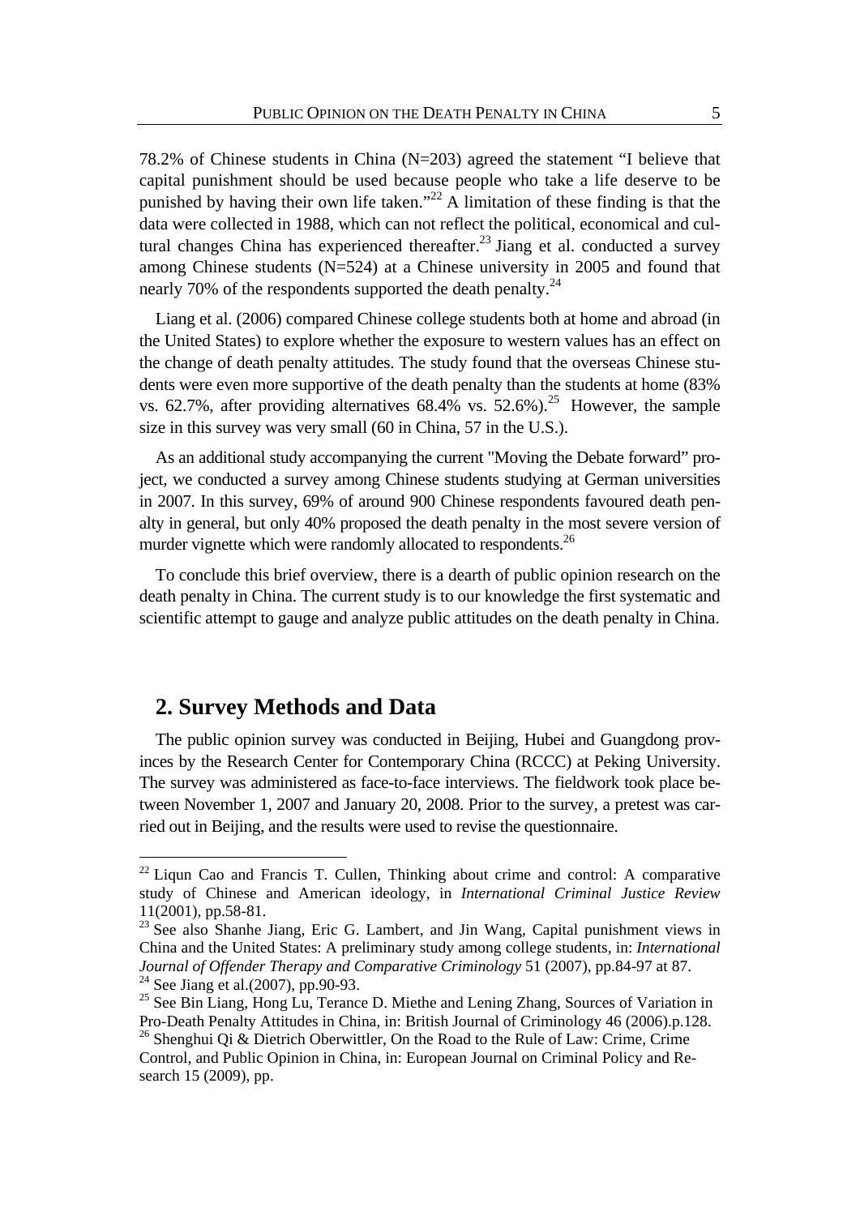78.2% of Chinese students in China (N=203) agreed the statement "I believe that capital punishment should be used because people who take a life deserve to be punished by having their own life taken."[22] A limitation of these finding is that the data were collected in 1988, which can not reflect the political, economical and cultural changes China has experienced thereafter.[23] Jiang et al. conducted a survey among Chinese students (N=524) at a Chinese university in 2005 and found that nearly 70% of the respondents supported the death penalty.[24]

Liang et al. (2006) compared Chinese college students both at home and abroad (in the United States) to explore whether the exposure to western values has an effect on the change of death penalty attitudes. The study found that the overseas Chinese students were even more supportive of the death penalty than the students at home (83% vs. 62.7%, after providing alternatives 68.4% vs. 52.6%).[25] However, the sample size in this survey was very small (60 in China, 57 in the U.S.).

As an additional study accompanying the current "Moving the Debate forward" project, we conducted a survey among Chinese students studying at German universities in 2007. In this survey, 69% of around 900 Chinese respondents favoured death penalty in general, but only 40% proposed the death penalty in the most severe version of murder vignette which were randomly allocated to respondents.[26]

To conclude this brief overview, there is a dearth of public opinion research on the death penalty in China. The current study is to our knowledge the first systematic and scientific attempt to gauge and analyze public attitudes on the death penalty in China.

## 2. Survey Methods and Data

The public opinion survey was conducted in Beijing, Hubei and Guangdong provinces by the Research Center for Contemporary China (RCCC) at Peking University. The survey was administered as face-to-face interviews. The fieldwork took place between November 1, 2007 and January 20, 2008. Prior to the survey, a pretest was carried out in Beijing, and the results were used to revise the questionnaire.

---

[22] Liqun Cao and Francis T. Cullen, Thinking about crime and control: A comparative study of Chinese and American ideology, in *International Criminal Justice Review* 11(2001), pp.58-81.

[23] See also Shanhe Jiang, Eric G. Lambert, and Jin Wang, Capital punishment views in China and the United States: A preliminary study among college students, in: *International Journal of Offender Therapy and Comparative Criminology* 51 (2007), pp.84-97 at 87.

[24] See Jiang et al.(2007), pp.90-93.

[25] See Bin Liang, Hong Lu, Terance D. Miethe and Lening Zhang, Sources of Variation in Pro-Death Penalty Attitudes in China, in: British Journal of Criminology 46 (2006).p.128.

[26] Shenghui Qi & Dietrich Oberwittler, On the Road to the Rule of Law: Crime, Crime Control, and Public Opinion in China, in: European Journal on Criminal Policy and Research 15 (2009), pp.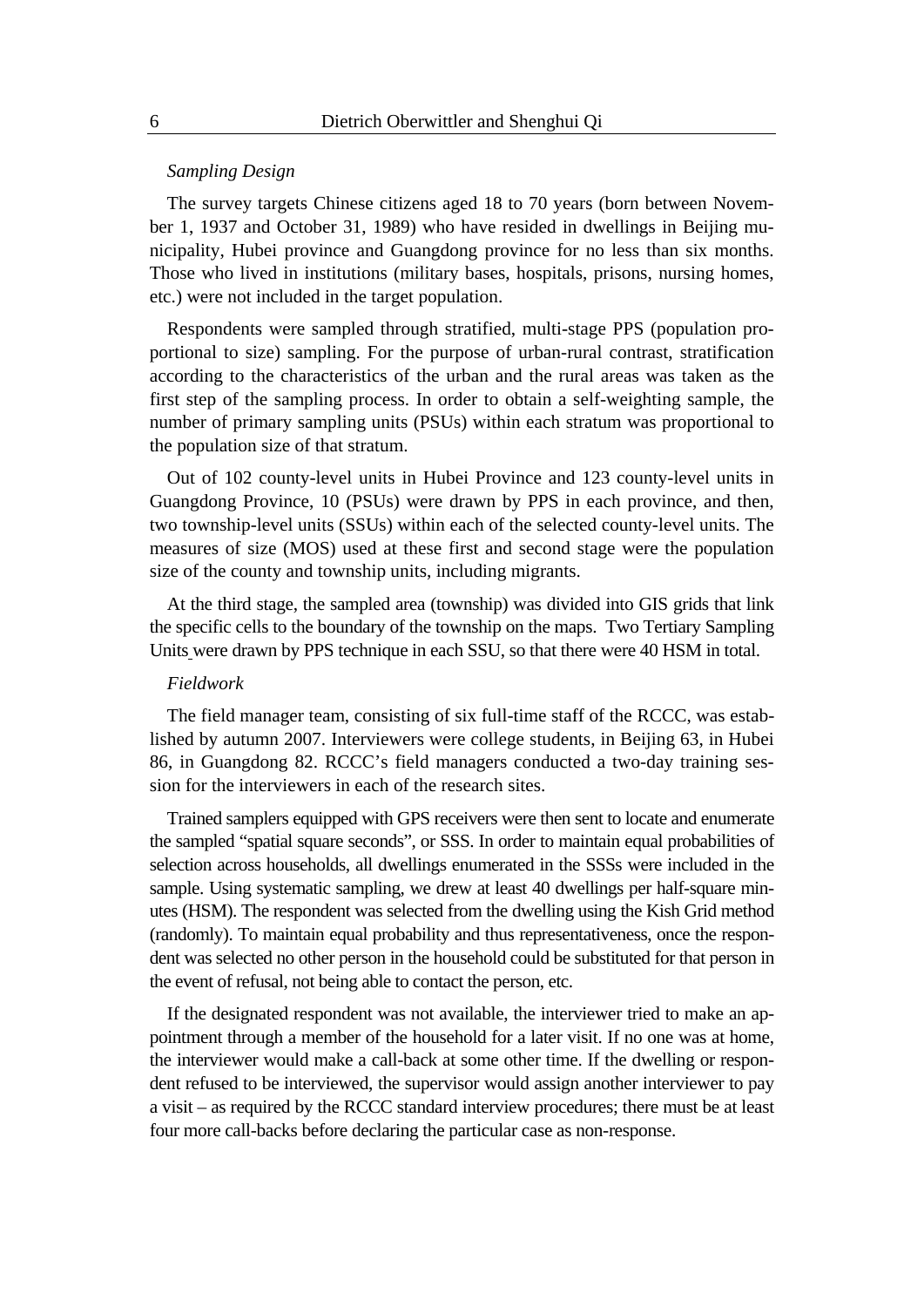*Sampling Design*

The survey targets Chinese citizens aged 18 to 70 years (born between November 1, 1937 and October 31, 1989) who have resided in dwellings in Beijing municipality, Hubei province and Guangdong province for no less than six months. Those who lived in institutions (military bases, hospitals, prisons, nursing homes, etc.) were not included in the target population.

Respondents were sampled through stratified, multi-stage PPS (population proportional to size) sampling. For the purpose of urban-rural contrast, stratification according to the characteristics of the urban and the rural areas was taken as the first step of the sampling process. In order to obtain a self-weighting sample, the number of primary sampling units (PSUs) within each stratum was proportional to the population size of that stratum.

Out of 102 county-level units in Hubei Province and 123 county-level units in Guangdong Province, 10 (PSUs) were drawn by PPS in each province, and then, two township-level units (SSUs) within each of the selected county-level units. The measures of size (MOS) used at these first and second stage were the population size of the county and township units, including migrants.

At the third stage, the sampled area (township) was divided into GIS grids that link the specific cells to the boundary of the township on the maps. Two Tertiary Sampling Units were drawn by PPS technique in each SSU, so that there were 40 HSM in total.

*Fieldwork*

The field manager team, consisting of six full-time staff of the RCCC, was established by autumn 2007. Interviewers were college students, in Beijing 63, in Hubei 86, in Guangdong 82. RCCC's field managers conducted a two-day training session for the interviewers in each of the research sites.

Trained samplers equipped with GPS receivers were then sent to locate and enumerate the sampled "spatial square seconds", or SSS. In order to maintain equal probabilities of selection across households, all dwellings enumerated in the SSSs were included in the sample. Using systematic sampling, we drew at least 40 dwellings per half-square minutes (HSM). The respondent was selected from the dwelling using the Kish Grid method (randomly). To maintain equal probability and thus representativeness, once the respondent was selected no other person in the household could be substituted for that person in the event of refusal, not being able to contact the person, etc.

If the designated respondent was not available, the interviewer tried to make an appointment through a member of the household for a later visit. If no one was at home, the interviewer would make a call-back at some other time. If the dwelling or respondent refused to be interviewed, the supervisor would assign another interviewer to pay a visit – as required by the RCCC standard interview procedures; there must be at least four more call-backs before declaring the particular case as non-response.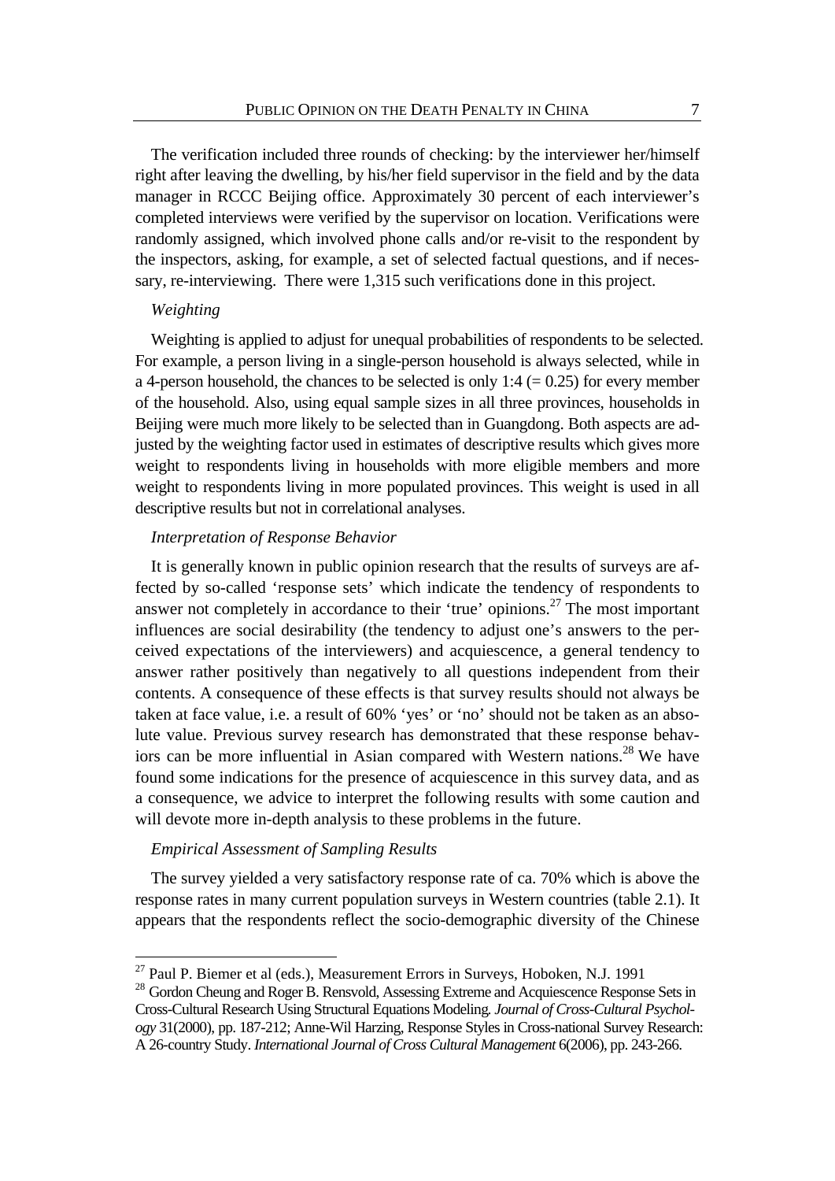The verification included three rounds of checking: by the interviewer her/himself right after leaving the dwelling, by his/her field supervisor in the field and by the data manager in RCCC Beijing office. Approximately 30 percent of each interviewer's completed interviews were verified by the supervisor on location. Verifications were randomly assigned, which involved phone calls and/or re-visit to the respondent by the inspectors, asking, for example, a set of selected factual questions, and if necessary, re-interviewing. There were 1,315 such verifications done in this project.

*Weighting*

Weighting is applied to adjust for unequal probabilities of respondents to be selected. For example, a person living in a single-person household is always selected, while in a 4-person household, the chances to be selected is only 1:4 (= 0.25) for every member of the household. Also, using equal sample sizes in all three provinces, households in Beijing were much more likely to be selected than in Guangdong. Both aspects are adjusted by the weighting factor used in estimates of descriptive results which gives more weight to respondents living in households with more eligible members and more weight to respondents living in more populated provinces. This weight is used in all descriptive results but not in correlational analyses.

*Interpretation of Response Behavior*

It is generally known in public opinion research that the results of surveys are affected by so-called 'response sets' which indicate the tendency of respondents to answer not completely in accordance to their 'true' opinions.[27] The most important influences are social desirability (the tendency to adjust one's answers to the perceived expectations of the interviewers) and acquiescence, a general tendency to answer rather positively than negatively to all questions independent from their contents. A consequence of these effects is that survey results should not always be taken at face value, i.e. a result of 60% 'yes' or 'no' should not be taken as an absolute value. Previous survey research has demonstrated that these response behaviors can be more influential in Asian compared with Western nations.[28] We have found some indications for the presence of acquiescence in this survey data, and as a consequence, we advice to interpret the following results with some caution and will devote more in-depth analysis to these problems in the future.

*Empirical Assessment of Sampling Results*

The survey yielded a very satisfactory response rate of ca. 70% which is above the response rates in many current population surveys in Western countries (table 2.1). It appears that the respondents reflect the socio-demographic diversity of the Chinese

---

[27] Paul P. Biemer et al (eds.), Measurement Errors in Surveys, Hoboken, N.J. 1991

[28] Gordon Cheung and Roger B. Rensvold, Assessing Extreme and Acquiescence Response Sets in Cross-Cultural Research Using Structural Equations Modeling. *Journal of Cross-Cultural Psychology* 31(2000), pp. 187-212; Anne-Wil Harzing, Response Styles in Cross-national Survey Research: A 26-country Study. *International Journal of Cross Cultural Management* 6(2006), pp. 243-266.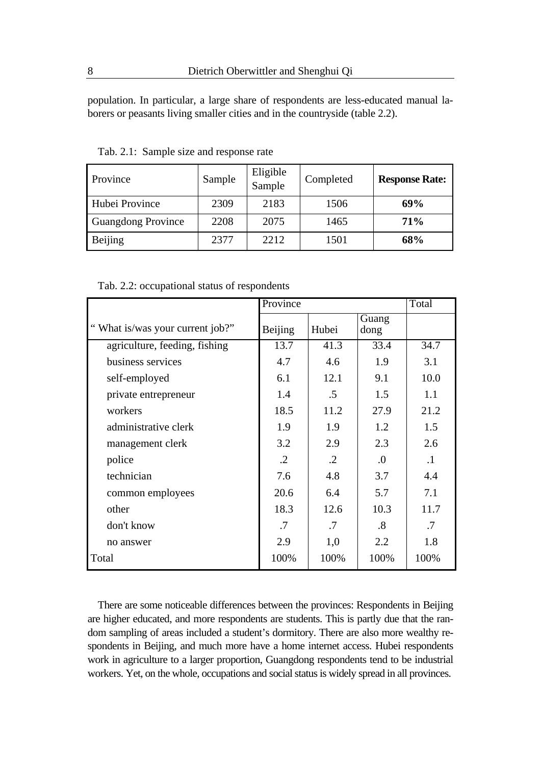population. In particular, a large share of respondents are less-educated manual laborers or peasants living smaller cities and in the countryside (table 2.2).

Tab. 2.1: Sample size and response rate

| Province | Sample | Eligible Sample | Completed | **Response Rate:** |
|---|---|---|---|---|
| Hubei Province | 2309 | 2183 | 1506 | **69%** |
| Guangdong Province | 2208 | 2075 | 1465 | **71%** |
| Beijing | 2377 | 2212 | 1501 | **68%** |

Tab. 2.2: occupational status of respondents

| | Province | | | Total |
|---|---|---|---|---|
| " What is/was your current job?" | Beijing | Hubei | Guang dong | |
| agriculture, feeding, fishing | 13.7 | 41.3 | 33.4 | 34.7 |
| business services | 4.7 | 4.6 | 1.9 | 3.1 |
| self-employed | 6.1 | 12.1 | 9.1 | 10.0 |
| private entrepreneur | 1.4 | .5 | 1.5 | 1.1 |
| workers | 18.5 | 11.2 | 27.9 | 21.2 |
| administrative clerk | 1.9 | 1.9 | 1.2 | 1.5 |
| management clerk | 3.2 | 2.9 | 2.3 | 2.6 |
| police | .2 | .2 | .0 | .1 |
| technician | 7.6 | 4.8 | 3.7 | 4.4 |
| common employees | 20.6 | 6.4 | 5.7 | 7.1 |
| other | 18.3 | 12.6 | 10.3 | 11.7 |
| don't know | .7 | .7 | .8 | .7 |
| no answer | 2.9 | 1,0 | 2.2 | 1.8 |
| Total | 100% | 100% | 100% | 100% |

There are some noticeable differences between the provinces: Respondents in Beijing are higher educated, and more respondents are students. This is partly due that the random sampling of areas included a student's dormitory. There are also more wealthy respondents in Beijing, and much more have a home internet access. Hubei respondents work in agriculture to a larger proportion, Guangdong respondents tend to be industrial workers. Yet, on the whole, occupations and social status is widely spread in all provinces.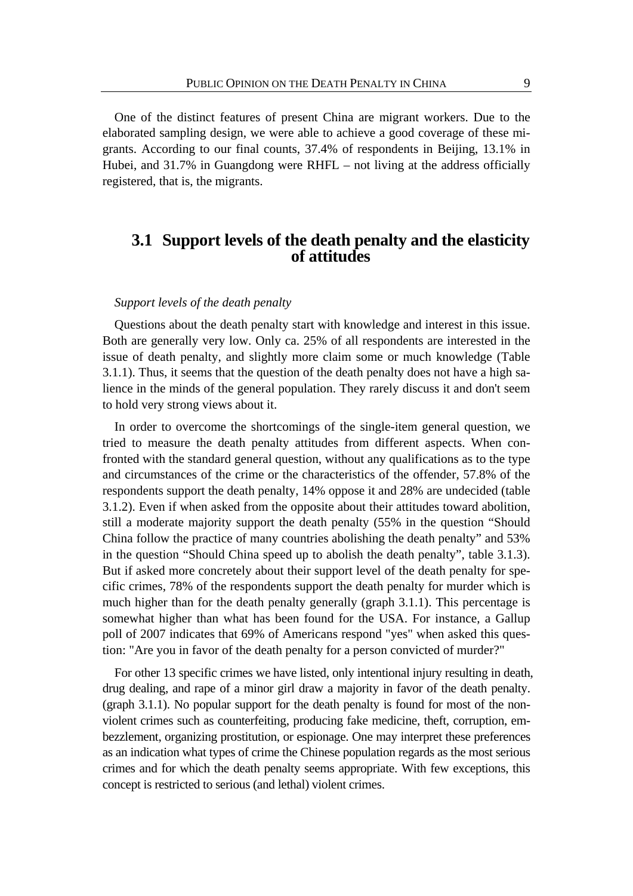One of the distinct features of present China are migrant workers. Due to the elaborated sampling design, we were able to achieve a good coverage of these migrants. According to our final counts, 37.4% of respondents in Beijing, 13.1% in Hubei, and 31.7% in Guangdong were RHFL – not living at the address officially registered, that is, the migrants.

## 3.1 Support levels of the death penalty and the elasticity of attitudes

*Support levels of the death penalty*

Questions about the death penalty start with knowledge and interest in this issue. Both are generally very low. Only ca. 25% of all respondents are interested in the issue of death penalty, and slightly more claim some or much knowledge (Table 3.1.1). Thus, it seems that the question of the death penalty does not have a high salience in the minds of the general population. They rarely discuss it and don't seem to hold very strong views about it.

In order to overcome the shortcomings of the single-item general question, we tried to measure the death penalty attitudes from different aspects. When confronted with the standard general question, without any qualifications as to the type and circumstances of the crime or the characteristics of the offender, 57.8% of the respondents support the death penalty, 14% oppose it and 28% are undecided (table 3.1.2). Even if when asked from the opposite about their attitudes toward abolition, still a moderate majority support the death penalty (55% in the question "Should China follow the practice of many countries abolishing the death penalty" and 53% in the question "Should China speed up to abolish the death penalty", table 3.1.3). But if asked more concretely about their support level of the death penalty for specific crimes, 78% of the respondents support the death penalty for murder which is much higher than for the death penalty generally (graph 3.1.1). This percentage is somewhat higher than what has been found for the USA. For instance, a Gallup poll of 2007 indicates that 69% of Americans respond "yes" when asked this question: "Are you in favor of the death penalty for a person convicted of murder?"

For other 13 specific crimes we have listed, only intentional injury resulting in death, drug dealing, and rape of a minor girl draw a majority in favor of the death penalty. (graph 3.1.1). No popular support for the death penalty is found for most of the non-violent crimes such as counterfeiting, producing fake medicine, theft, corruption, embezzlement, organizing prostitution, or espionage. One may interpret these preferences as an indication what types of crime the Chinese population regards as the most serious crimes and for which the death penalty seems appropriate. With few exceptions, this concept is restricted to serious (and lethal) violent crimes.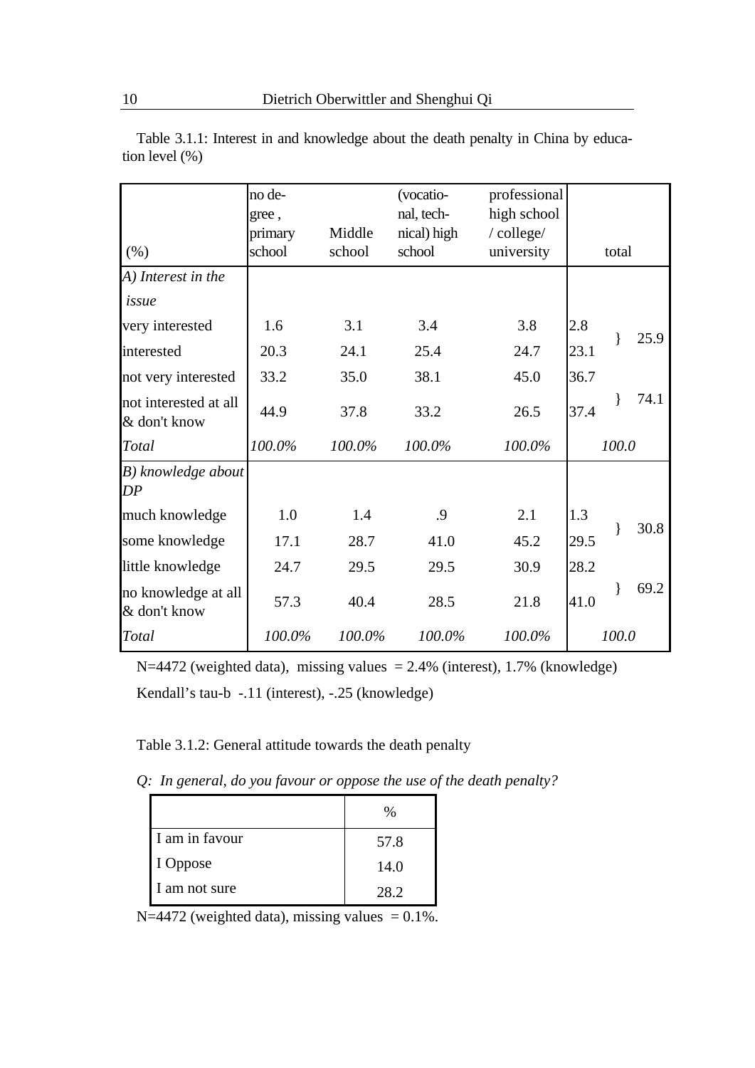Table 3.1.1: Interest in and knowledge about the death penalty in China by education level (%)

| (%) | no degree, primary school | Middle school | (vocational, technical) high school | professional high school / college/ university | total | |
|---|---|---|---|---|---|---|
| *A) Interest in the issue* | | | | | | |
| very interested | 1.6 | 3.1 | 3.4 | 3.8 | 2.8 | } 25.9 |
| interested | 20.3 | 24.1 | 25.4 | 24.7 | 23.1 | |
| not very interested | 33.2 | 35.0 | 38.1 | 45.0 | 36.7 | } 74.1 |
| not interested at all & don't know | 44.9 | 37.8 | 33.2 | 26.5 | 37.4 | |
| *Total* | *100.0%* | *100.0%* | *100.0%* | *100.0%* | *100.0* | |
| *B) knowledge about DP* | | | | | | |
| much knowledge | 1.0 | 1.4 | .9 | 2.1 | 1.3 | } 30.8 |
| some knowledge | 17.1 | 28.7 | 41.0 | 45.2 | 29.5 | |
| little knowledge | 24.7 | 29.5 | 29.5 | 30.9 | 28.2 | } 69.2 |
| no knowledge at all & don't know | 57.3 | 40.4 | 28.5 | 21.8 | 41.0 | |
| *Total* | *100.0%* | *100.0%* | *100.0%* | *100.0%* | *100.0* | |

N=4472 (weighted data), missing values = 2.4% (interest), 1.7% (knowledge)

Kendall's tau-b -.11 (interest), -.25 (knowledge)

Table 3.1.2: General attitude towards the death penalty

*Q: In general, do you favour or oppose the use of the death penalty?*

| | % |
|---|---|
| I am in favour | 57.8 |
| I Oppose | 14.0 |
| I am not sure | 28.2 |

N=4472 (weighted data), missing values = 0.1%.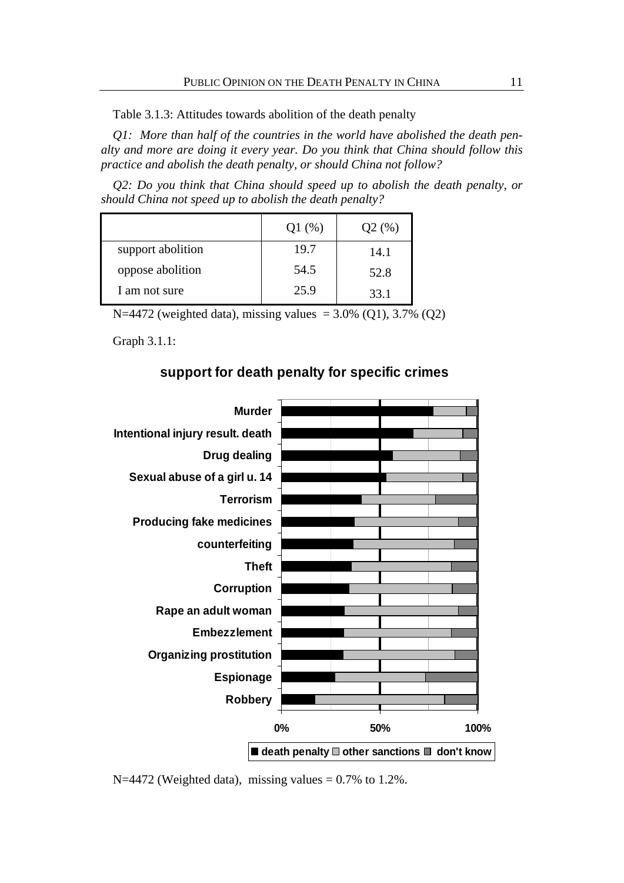Table 3.1.3: Attitudes towards abolition of the death penalty

*Q1: More than half of the countries in the world have abolished the death penalty and more are doing it every year. Do you think that China should follow this practice and abolish the death penalty, or should China not follow?*

*Q2: Do you think that China should speed up to abolish the death penalty, or should China not speed up to abolish the death penalty?*

| | Q1 (%) | Q2 (%) |
|---|---|---|
| support abolition | 19.7 | 14.1 |
| oppose abolition | 54.5 | 52.8 |
| I am not sure | 25.9 | 33.1 |

N=4472 (weighted data), missing values = 3.0% (Q1), 3.7% (Q2)

Graph 3.1.1:

**support for death penalty for specific crimes**

Murder; Intentional injury result. death; Drug dealing; Sexual abuse of a girl u. 14; Terrorism; Producing fake medicines; counterfeiting; Theft; Corruption; Rape an adult woman; Embezzlement; Organizing prostitution; Espionage; Robbery

0% 50% 100%

■ death penalty □ other sanctions ■ don't know

N=4472 (Weighted data), missing values = 0.7% to 1.2%.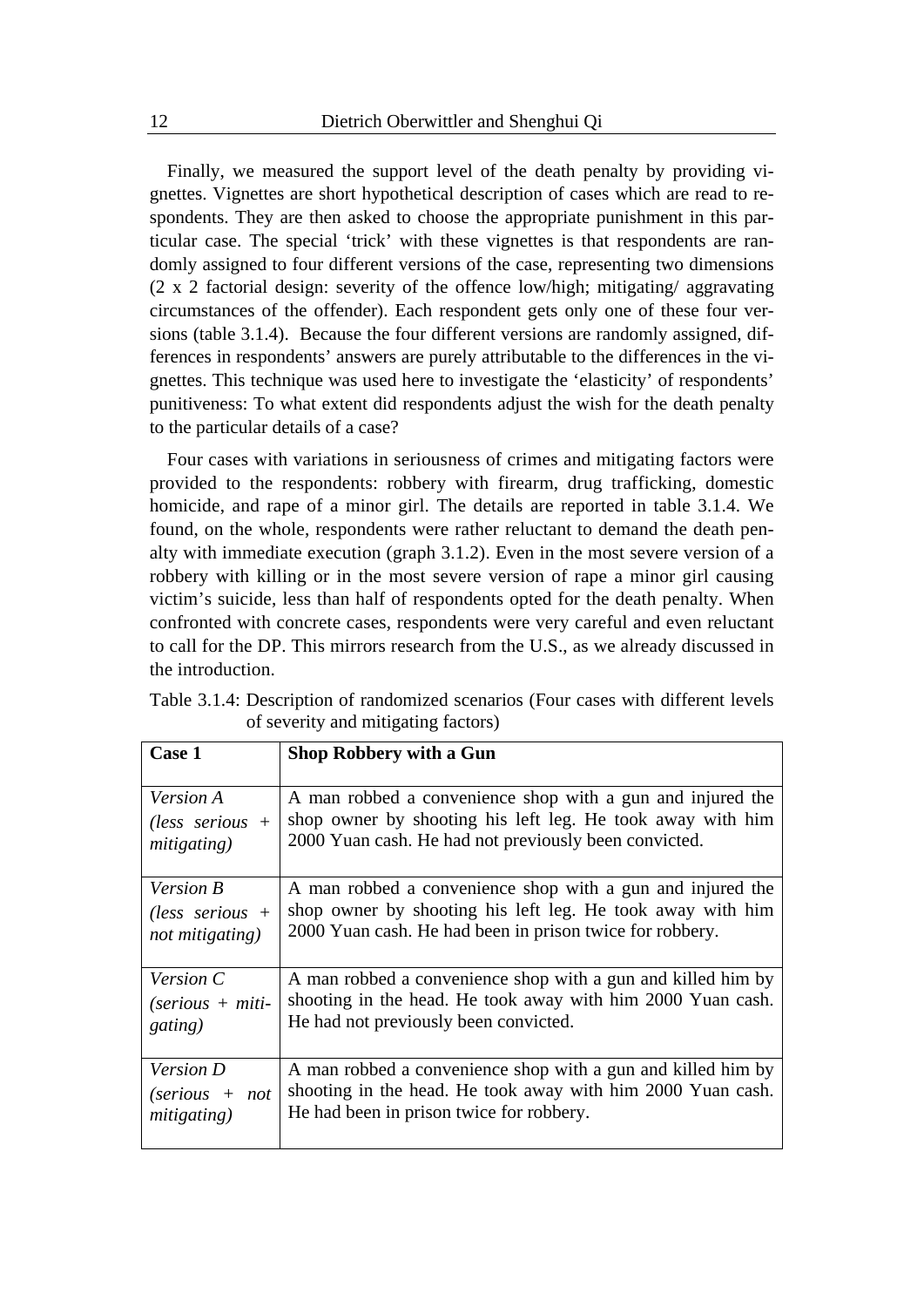Finally, we measured the support level of the death penalty by providing vignettes. Vignettes are short hypothetical description of cases which are read to respondents. They are then asked to choose the appropriate punishment in this particular case. The special 'trick' with these vignettes is that respondents are randomly assigned to four different versions of the case, representing two dimensions (2 x 2 factorial design: severity of the offence low/high; mitigating/ aggravating circumstances of the offender). Each respondent gets only one of these four versions (table 3.1.4). Because the four different versions are randomly assigned, differences in respondents' answers are purely attributable to the differences in the vignettes. This technique was used here to investigate the 'elasticity' of respondents' punitiveness: To what extent did respondents adjust the wish for the death penalty to the particular details of a case?

Four cases with variations in seriousness of crimes and mitigating factors were provided to the respondents: robbery with firearm, drug trafficking, domestic homicide, and rape of a minor girl. The details are reported in table 3.1.4. We found, on the whole, respondents were rather reluctant to demand the death penalty with immediate execution (graph 3.1.2). Even in the most severe version of a robbery with killing or in the most severe version of rape a minor girl causing victim's suicide, less than half of respondents opted for the death penalty. When confronted with concrete cases, respondents were very careful and even reluctant to call for the DP. This mirrors research from the U.S., as we already discussed in the introduction.

Table 3.1.4: Description of randomized scenarios (Four cases with different levels of severity and mitigating factors)

| **Case 1** | **Shop Robbery with a Gun** |
|---|---|
| *Version A (less serious + mitigating)* | A man robbed a convenience shop with a gun and injured the shop owner by shooting his left leg. He took away with him 2000 Yuan cash. He had not previously been convicted. |
| *Version B (less serious + not mitigating)* | A man robbed a convenience shop with a gun and injured the shop owner by shooting his left leg. He took away with him 2000 Yuan cash. He had been in prison twice for robbery. |
| *Version C (serious + mitigating)* | A man robbed a convenience shop with a gun and killed him by shooting in the head. He took away with him 2000 Yuan cash. He had not previously been convicted. |
| *Version D (serious + not mitigating)* | A man robbed a convenience shop with a gun and killed him by shooting in the head. He took away with him 2000 Yuan cash. He had been in prison twice for robbery. |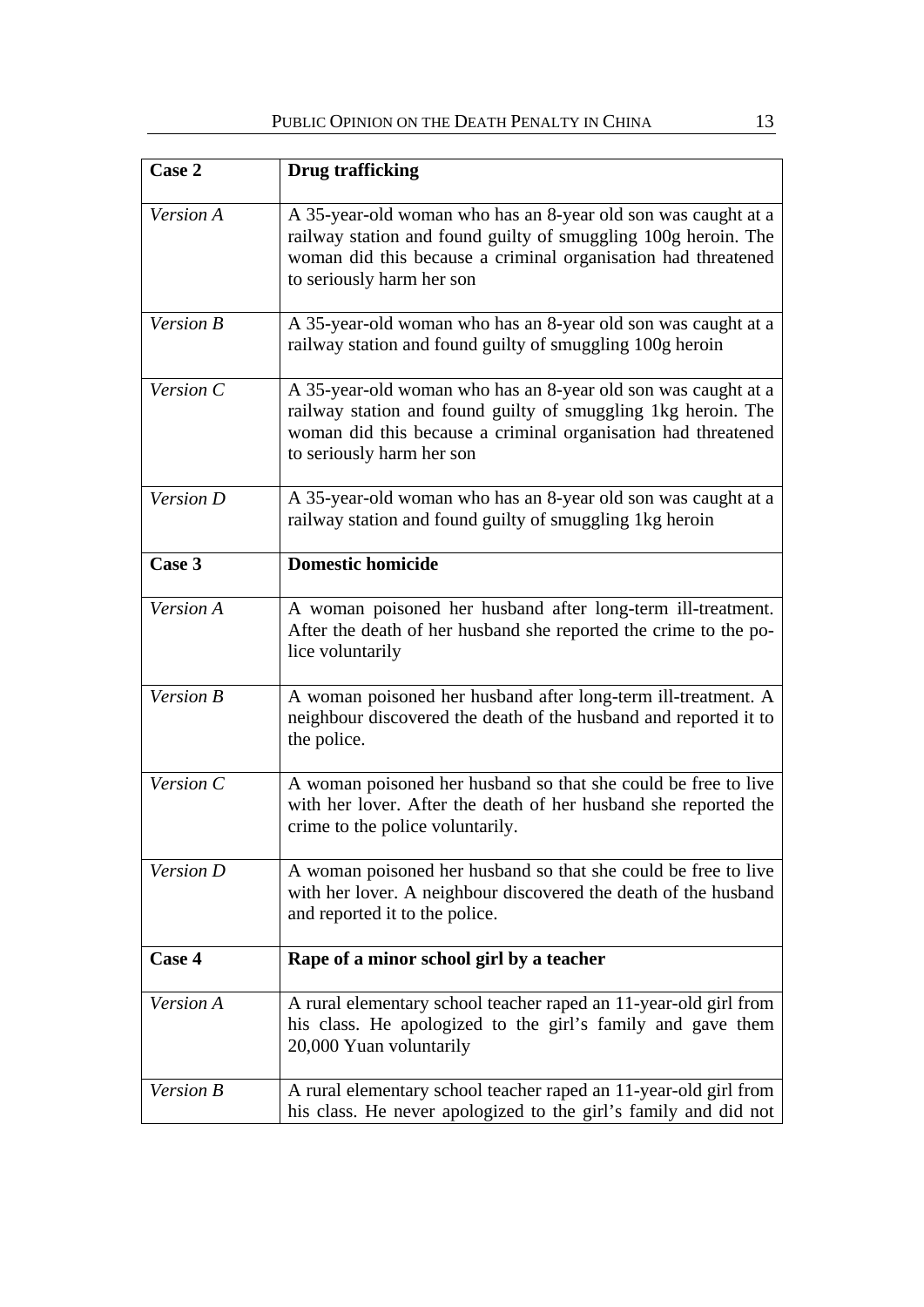| Case 2 | Drug trafficking |
|---|---|
| *Version A* | A 35-year-old woman who has an 8-year old son was caught at a railway station and found guilty of smuggling 100g heroin. The woman did this because a criminal organisation had threatened to seriously harm her son |
| *Version B* | A 35-year-old woman who has an 8-year old son was caught at a railway station and found guilty of smuggling 100g heroin |
| *Version C* | A 35-year-old woman who has an 8-year old son was caught at a railway station and found guilty of smuggling 1kg heroin. The woman did this because a criminal organisation had threatened to seriously harm her son |
| *Version D* | A 35-year-old woman who has an 8-year old son was caught at a railway station and found guilty of smuggling 1kg heroin |
| **Case 3** | **Domestic homicide** |
| *Version A* | A woman poisoned her husband after long-term ill-treatment. After the death of her husband she reported the crime to the police voluntarily |
| *Version B* | A woman poisoned her husband after long-term ill-treatment. A neighbour discovered the death of the husband and reported it to the police. |
| *Version C* | A woman poisoned her husband so that she could be free to live with her lover. After the death of her husband she reported the crime to the police voluntarily. |
| *Version D* | A woman poisoned her husband so that she could be free to live with her lover. A neighbour discovered the death of the husband and reported it to the police. |
| **Case 4** | **Rape of a minor school girl by a teacher** |
| *Version A* | A rural elementary school teacher raped an 11-year-old girl from his class. He apologized to the girl's family and gave them 20,000 Yuan voluntarily |
| *Version B* | A rural elementary school teacher raped an 11-year-old girl from his class. He never apologized to the girl's family and did not |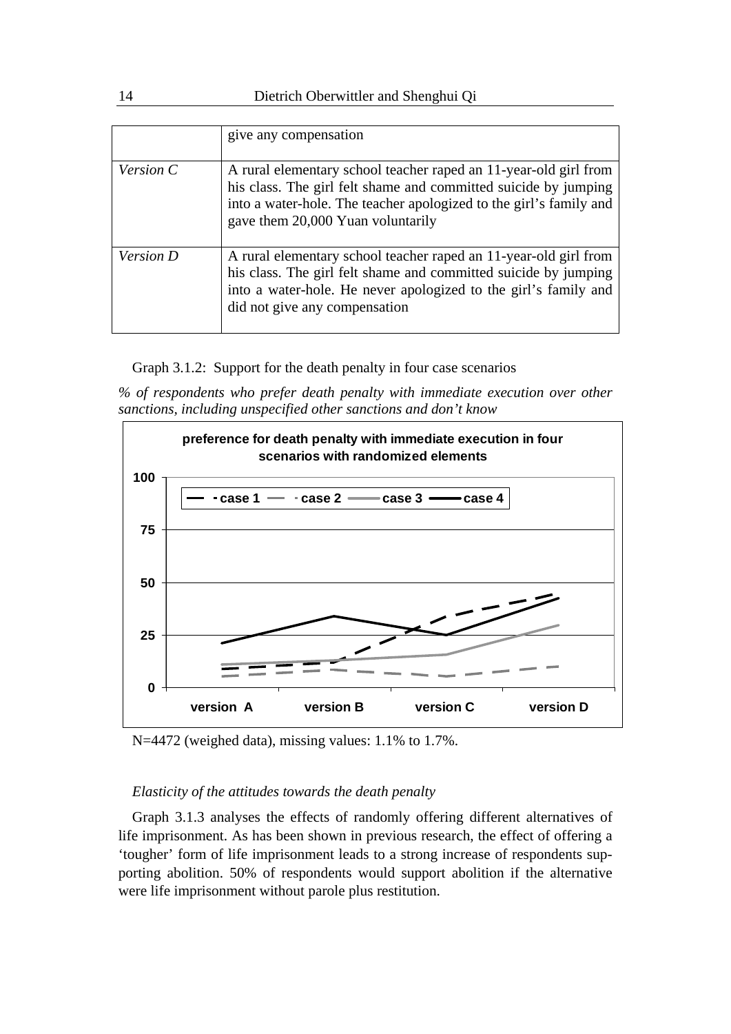| | |
|---|---|
| | give any compensation |
| *Version C* | A rural elementary school teacher raped an 11-year-old girl from his class. The girl felt shame and committed suicide by jumping into a water-hole. The teacher apologized to the girl's family and gave them 20,000 Yuan voluntarily |
| *Version D* | A rural elementary school teacher raped an 11-year-old girl from his class. The girl felt shame and committed suicide by jumping into a water-hole. He never apologized to the girl's family and did not give any compensation |

Graph 3.1.2: Support for the death penalty in four case scenarios

*% of respondents who prefer death penalty with immediate execution over other sanctions, including unspecified other sanctions and don't know*

**preference for death penalty with immediate execution in four scenarios with randomized elements**

N=4472 (weighed data), missing values: 1.1% to 1.7%.

*Elasticity of the attitudes towards the death penalty*

Graph 3.1.3 analyses the effects of randomly offering different alternatives of life imprisonment. As has been shown in previous research, the effect of offering a 'tougher' form of life imprisonment leads to a strong increase of respondents supporting abolition. 50% of respondents would support abolition if the alternative were life imprisonment without parole plus restitution.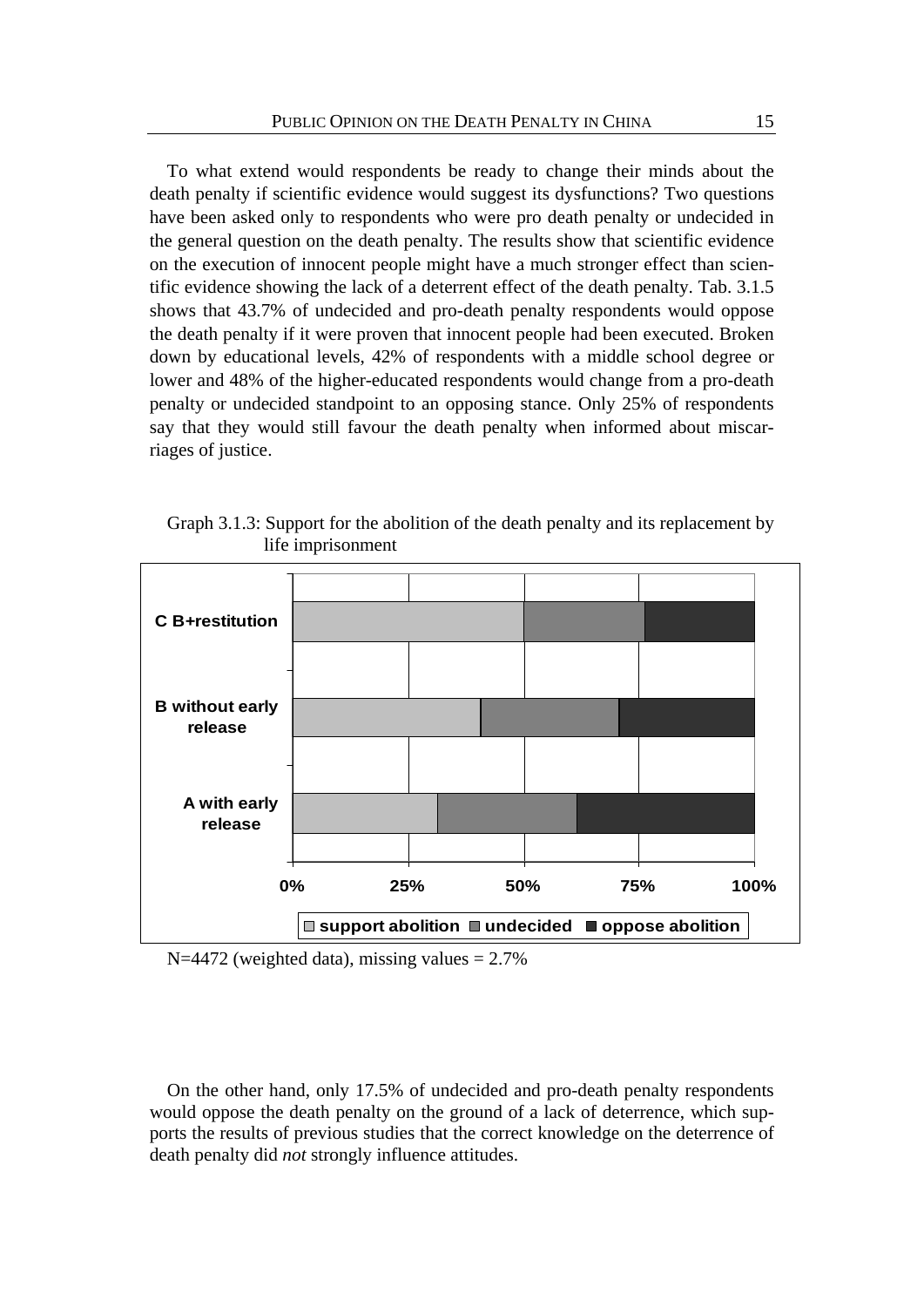To what extend would respondents be ready to change their minds about the death penalty if scientific evidence would suggest its dysfunctions? Two questions have been asked only to respondents who were pro death penalty or undecided in the general question on the death penalty. The results show that scientific evidence on the execution of innocent people might have a much stronger effect than scientific evidence showing the lack of a deterrent effect of the death penalty. Tab. 3.1.5 shows that 43.7% of undecided and pro-death penalty respondents would oppose the death penalty if it were proven that innocent people had been executed. Broken down by educational levels, 42% of respondents with a middle school degree or lower and 48% of the higher-educated respondents would change from a pro-death penalty or undecided standpoint to an opposing stance. Only 25% of respondents say that they would still favour the death penalty when informed about miscarriages of justice.

Graph 3.1.3: Support for the abolition of the death penalty and its replacement by life imprisonment

N=4472 (weighted data), missing values = 2.7%

On the other hand, only 17.5% of undecided and pro-death penalty respondents would oppose the death penalty on the ground of a lack of deterrence, which supports the results of previous studies that the correct knowledge on the deterrence of death penalty did *not* strongly influence attitudes.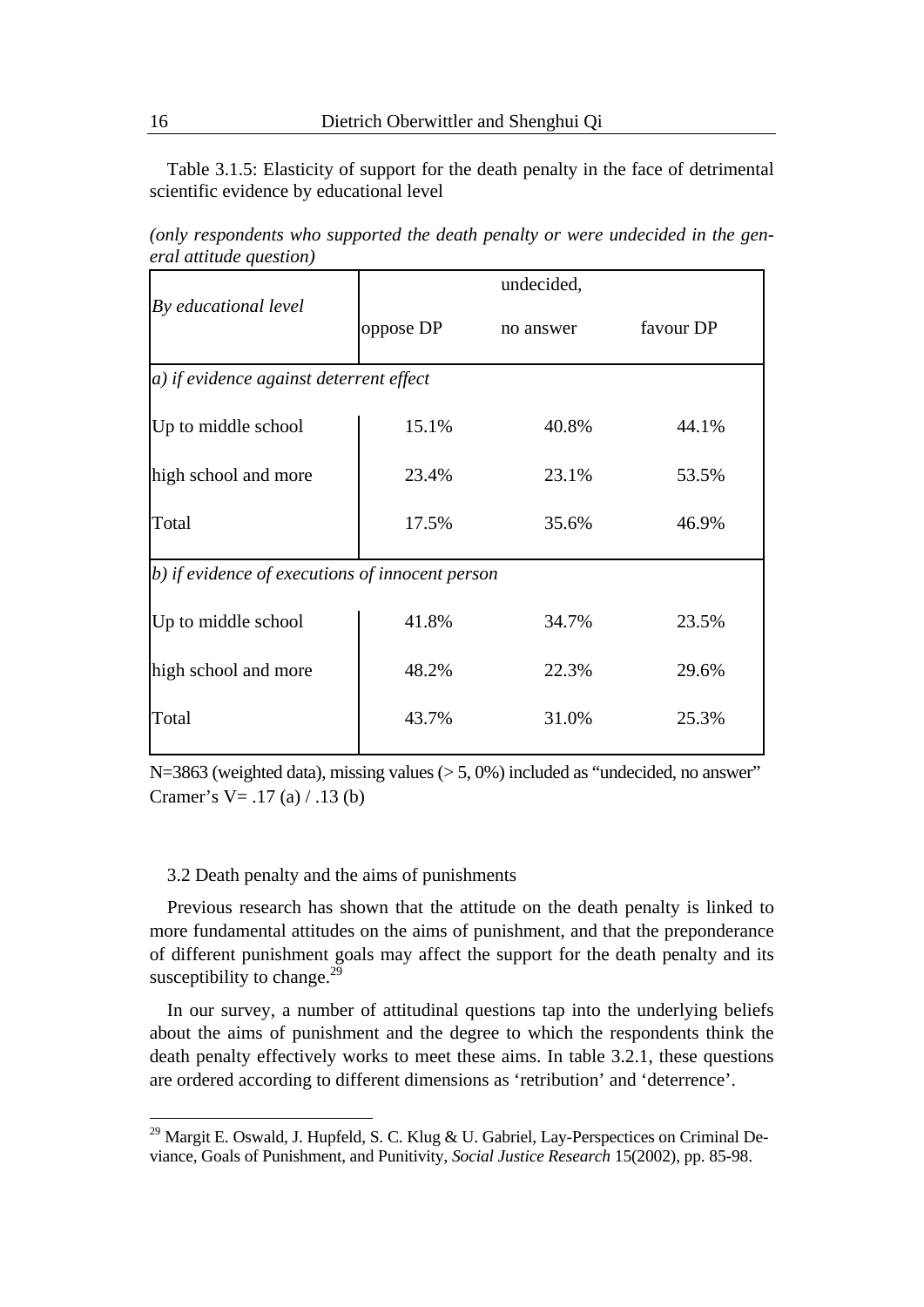Table 3.1.5: Elasticity of support for the death penalty in the face of detrimental scientific evidence by educational level

*(only respondents who supported the death penalty or were undecided in the general attitude question)*

| *By educational level* | oppose DP | undecided, no answer | favour DP |
|---|---|---|---|
| *a) if evidence against deterrent effect* | | | |
| Up to middle school | 15.1% | 40.8% | 44.1% |
| high school and more | 23.4% | 23.1% | 53.5% |
| Total | 17.5% | 35.6% | 46.9% |
| *b) if evidence of executions of innocent person* | | | |
| Up to middle school | 41.8% | 34.7% | 23.5% |
| high school and more | 48.2% | 22.3% | 29.6% |
| Total | 43.7% | 31.0% | 25.3% |

N=3863 (weighted data), missing values (> 5, 0%) included as "undecided, no answer"
Cramer's V= .17 (a) / .13 (b)

### 3.2 Death penalty and the aims of punishments

Previous research has shown that the attitude on the death penalty is linked to more fundamental attitudes on the aims of punishment, and that the preponderance of different punishment goals may affect the support for the death penalty and its susceptibility to change.[29]

In our survey, a number of attitudinal questions tap into the underlying beliefs about the aims of punishment and the degree to which the respondents think the death penalty effectively works to meet these aims. In table 3.2.1, these questions are ordered according to different dimensions as 'retribution' and 'deterrence'.

[29] Margit E. Oswald, J. Hupfeld, S. C. Klug & U. Gabriel, Lay-Perspectices on Criminal Deviance, Goals of Punishment, and Punitivity, *Social Justice Research* 15(2002), pp. 85-98.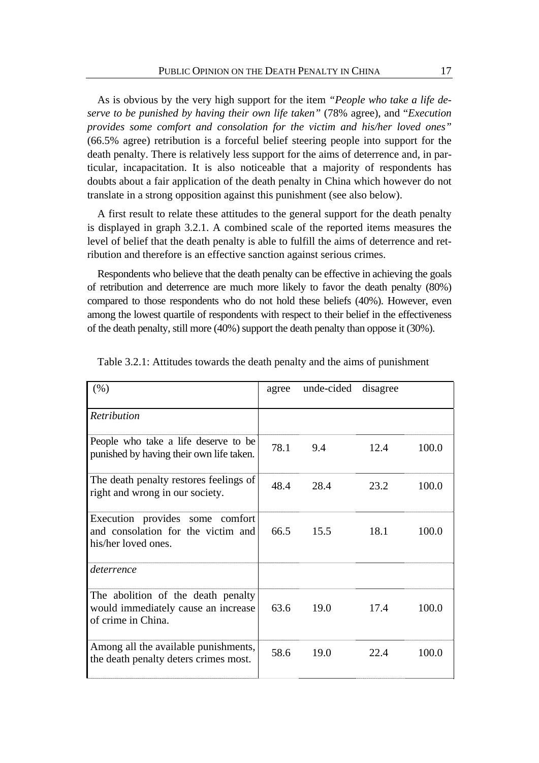As is obvious by the very high support for the item *"People who take a life deserve to be punished by having their own life taken"* (78% agree), and "*Execution provides some comfort and consolation for the victim and his/her loved ones"* (66.5% agree) retribution is a forceful belief steering people into support for the death penalty. There is relatively less support for the aims of deterrence and, in particular, incapacitation. It is also noticeable that a majority of respondents has doubts about a fair application of the death penalty in China which however do not translate in a strong opposition against this punishment (see also below).

A first result to relate these attitudes to the general support for the death penalty is displayed in graph 3.2.1. A combined scale of the reported items measures the level of belief that the death penalty is able to fulfill the aims of deterrence and retribution and therefore is an effective sanction against serious crimes.

Respondents who believe that the death penalty can be effective in achieving the goals of retribution and deterrence are much more likely to favor the death penalty (80%) compared to those respondents who do not hold these beliefs (40%). However, even among the lowest quartile of respondents with respect to their belief in the effectiveness of the death penalty, still more (40%) support the death penalty than oppose it (30%).

Table 3.2.1: Attitudes towards the death penalty and the aims of punishment

| (%) | agree | unde-cided | disagree | |
|---|---|---|---|---|
| *Retribution* | | | | |
| People who take a life deserve to be punished by having their own life taken. | 78.1 | 9.4 | 12.4 | 100.0 |
| The death penalty restores feelings of right and wrong in our society. | 48.4 | 28.4 | 23.2 | 100.0 |
| Execution provides some comfort and consolation for the victim and his/her loved ones. | 66.5 | 15.5 | 18.1 | 100.0 |
| *deterrence* | | | | |
| The abolition of the death penalty would immediately cause an increase of crime in China. | 63.6 | 19.0 | 17.4 | 100.0 |
| Among all the available punishments, the death penalty deters crimes most. | 58.6 | 19.0 | 22.4 | 100.0 |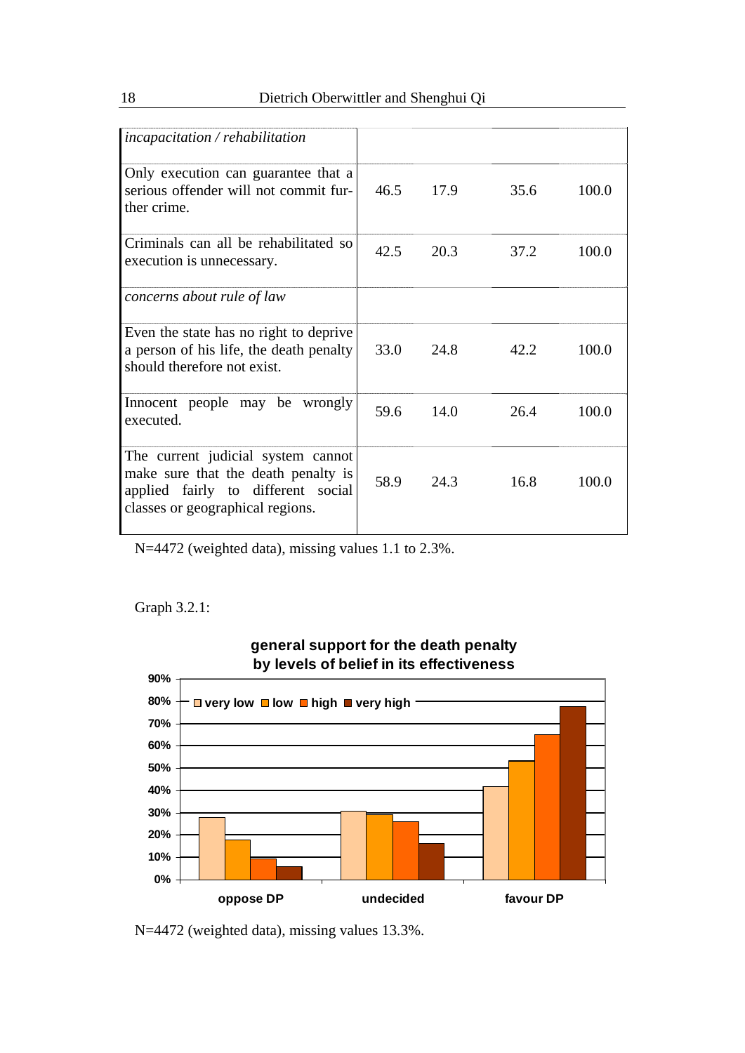| | | | | |
|---|---|---|---|---|
| *incapacitation / rehabilitation* | | | | |
| Only execution can guarantee that a serious offender will not commit further crime. | 46.5 | 17.9 | 35.6 | 100.0 |
| Criminals can all be rehabilitated so execution is unnecessary. | 42.5 | 20.3 | 37.2 | 100.0 |
| *concerns about rule of law* | | | | |
| Even the state has no right to deprive a person of his life, the death penalty should therefore not exist. | 33.0 | 24.8 | 42.2 | 100.0 |
| Innocent people may be wrongly executed. | 59.6 | 14.0 | 26.4 | 100.0 |
| The current judicial system cannot make sure that the death penalty is applied fairly to different social classes or geographical regions. | 58.9 | 24.3 | 16.8 | 100.0 |

N=4472 (weighted data), missing values 1.1 to 2.3%.

Graph 3.2.1:

**general support for the death penalty by levels of belief in its effectiveness**

| | very low | low | high | very high |
|---|---|---|---|---|
| oppose DP | ~28% | ~18% | ~9% | ~6% |
| undecided | ~31% | ~29% | ~26% | ~16% |
| favour DP | ~42% | ~53% | ~65% | ~78% |

N=4472 (weighted data), missing values 13.3%.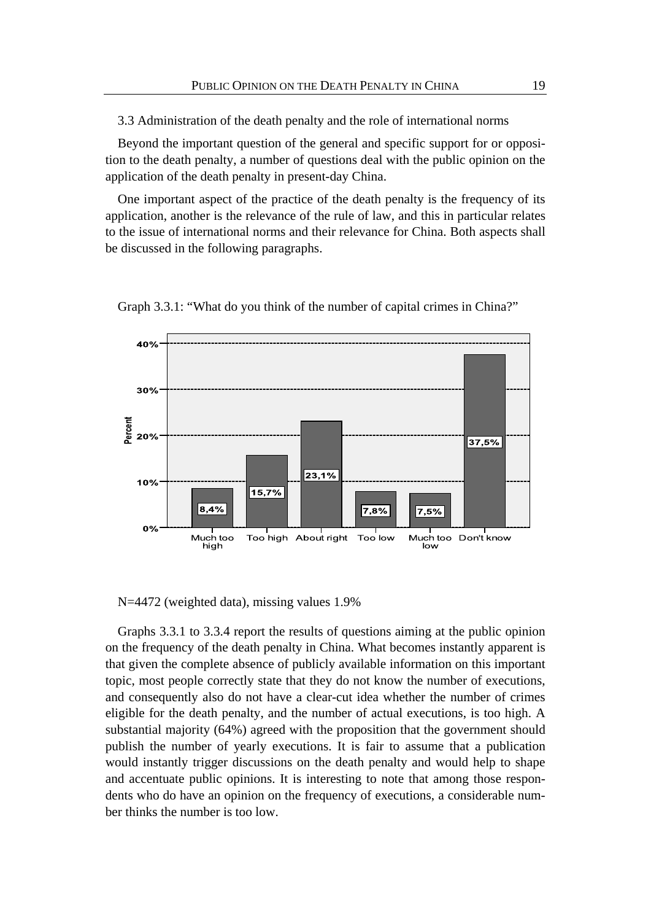3.3 Administration of the death penalty and the role of international norms

Beyond the important question of the general and specific support for or opposition to the death penalty, a number of questions deal with the public opinion on the application of the death penalty in present-day China.

One important aspect of the practice of the death penalty is the frequency of its application, another is the relevance of the rule of law, and this in particular relates to the issue of international norms and their relevance for China. Both aspects shall be discussed in the following paragraphs.

Graph 3.3.1: "What do you think of the number of capital crimes in China?"

| Response | Percent |
|---|---|
| Much too high | 8,4% |
| Too high | 15,7% |
| About right | 23,1% |
| Too low | 7,8% |
| Much too low | 7,5% |
| Don't know | 37,5% |

N=4472 (weighted data), missing values 1.9%

Graphs 3.3.1 to 3.3.4 report the results of questions aiming at the public opinion on the frequency of the death penalty in China. What becomes instantly apparent is that given the complete absence of publicly available information on this important topic, most people correctly state that they do not know the number of executions, and consequently also do not have a clear-cut idea whether the number of crimes eligible for the death penalty, and the number of actual executions, is too high. A substantial majority (64%) agreed with the proposition that the government should publish the number of yearly executions. It is fair to assume that a publication would instantly trigger discussions on the death penalty and would help to shape and accentuate public opinions. It is interesting to note that among those respondents who do have an opinion on the frequency of executions, a considerable number thinks the number is too low.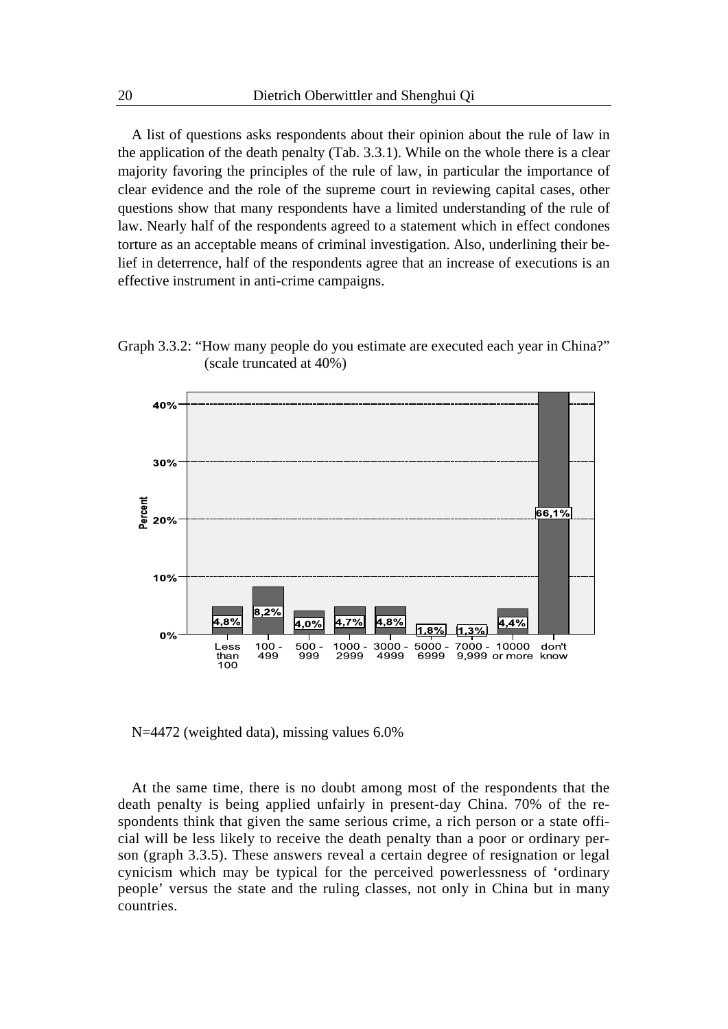A list of questions asks respondents about their opinion about the rule of law in the application of the death penalty (Tab. 3.3.1). While on the whole there is a clear majority favoring the principles of the rule of law, in particular the importance of clear evidence and the role of the supreme court in reviewing capital cases, other questions show that many respondents have a limited understanding of the rule of law. Nearly half of the respondents agreed to a statement which in effect condones torture as an acceptable means of criminal investigation. Also, underlining their belief in deterrence, half of the respondents agree that an increase of executions is an effective instrument in anti-crime campaigns.

Graph 3.3.2: "How many people do you estimate are executed each year in China?" (scale truncated at 40%)

| Estimate | Percent |
|---|---|
| Less than 100 | 4,8% |
| 100 - 499 | 8,2% |
| 500 - 999 | 4,0% |
| 1000 - 2999 | 4,7% |
| 3000 - 4999 | 4,8% |
| 5000 - 6999 | 1,8% |
| 7000 - 9,999 | 1,3% |
| 10000 or more | 4,4% |
| don't know | 66,1% |

N=4472 (weighted data), missing values 6.0%

At the same time, there is no doubt among most of the respondents that the death penalty is being applied unfairly in present-day China. 70% of the respondents think that given the same serious crime, a rich person or a state official will be less likely to receive the death penalty than a poor or ordinary person (graph 3.3.5). These answers reveal a certain degree of resignation or legal cynicism which may be typical for the perceived powerlessness of 'ordinary people' versus the state and the ruling classes, not only in China but in many countries.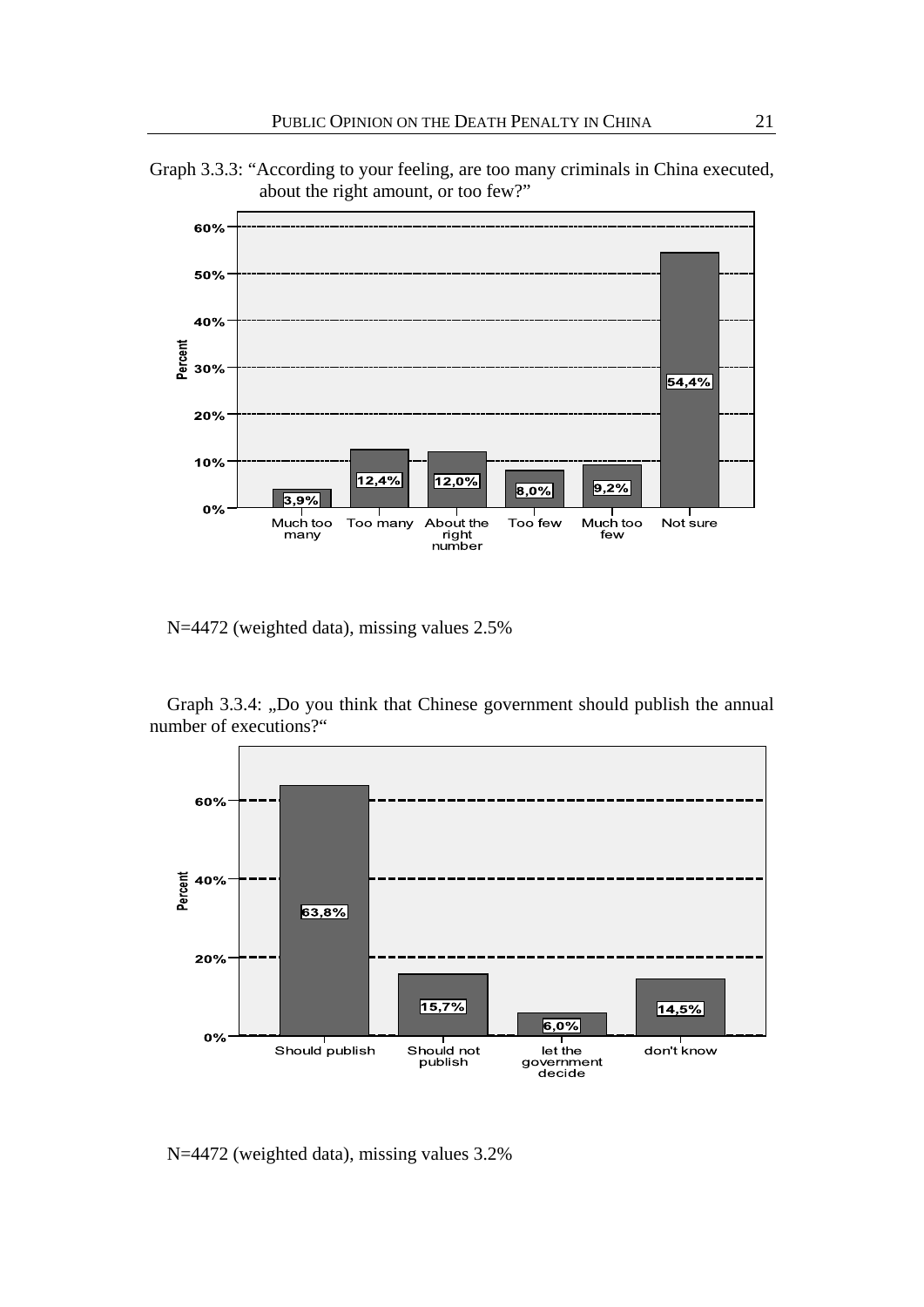Graph 3.3.3: "According to your feeling, are too many criminals in China executed, about the right amount, or too few?"

| Response | Percent |
|---|---|
| Much too many | 3,9% |
| Too many | 12,4% |
| About the right number | 12,0% |
| Too few | 8,0% |
| Much too few | 9,2% |
| Not sure | 54,4% |

N=4472 (weighted data), missing values 2.5%

Graph 3.3.4: „Do you think that Chinese government should publish the annual number of executions?"

| Response | Percent |
|---|---|
| Should publish | 63,8% |
| Should not publish | 15,7% |
| let the government decide | 6,0% |
| don't know | 14,5% |

N=4472 (weighted data), missing values 3.2%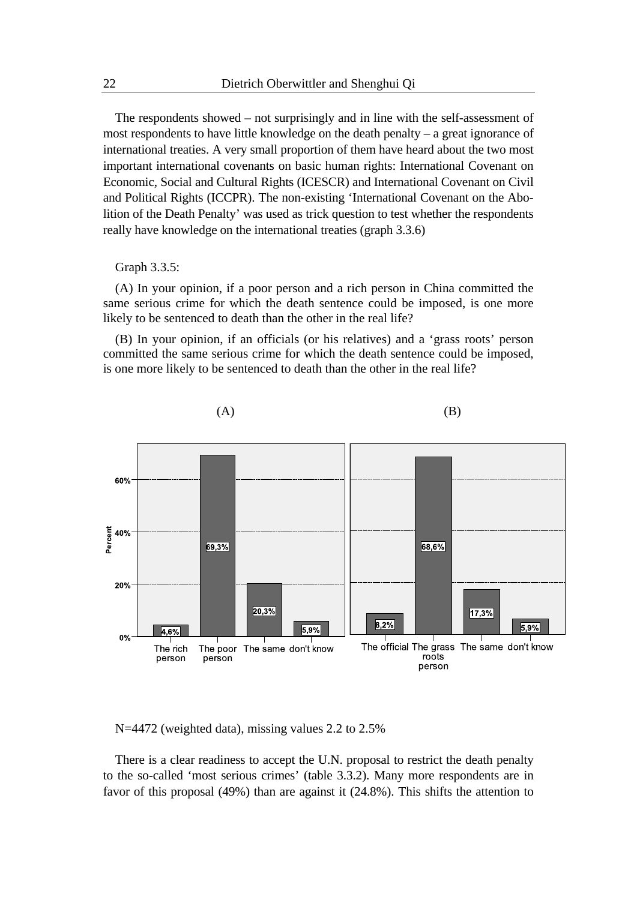The respondents showed – not surprisingly and in line with the self-assessment of most respondents to have little knowledge on the death penalty – a great ignorance of international treaties. A very small proportion of them have heard about the two most important international covenants on basic human rights: International Covenant on Economic, Social and Cultural Rights (ICESCR) and International Covenant on Civil and Political Rights (ICCPR). The non-existing 'International Covenant on the Abolition of the Death Penalty' was used as trick question to test whether the respondents really have knowledge on the international treaties (graph 3.3.6)

Graph 3.3.5:

(A) In your opinion, if a poor person and a rich person in China committed the same serious crime for which the death sentence could be imposed, is one more likely to be sentenced to death than the other in the real life?

(B) In your opinion, if an officials (or his relatives) and a 'grass roots' person committed the same serious crime for which the death sentence could be imposed, is one more likely to be sentenced to death than the other in the real life?

(A)

| | Percent |
|---|---|
| The rich person | 4,6% |
| The poor person | 69,3% |
| The same | 20,3% |
| don't know | 5,9% |

(B)

| | Percent |
|---|---|
| The official | 8,2% |
| The grass roots person | 68,6% |
| The same | 17,3% |
| don't know | 5,9% |

N=4472 (weighted data), missing values 2.2 to 2.5%

There is a clear readiness to accept the U.N. proposal to restrict the death penalty to the so-called 'most serious crimes' (table 3.3.2). Many more respondents are in favor of this proposal (49%) than are against it (24.8%). This shifts the attention to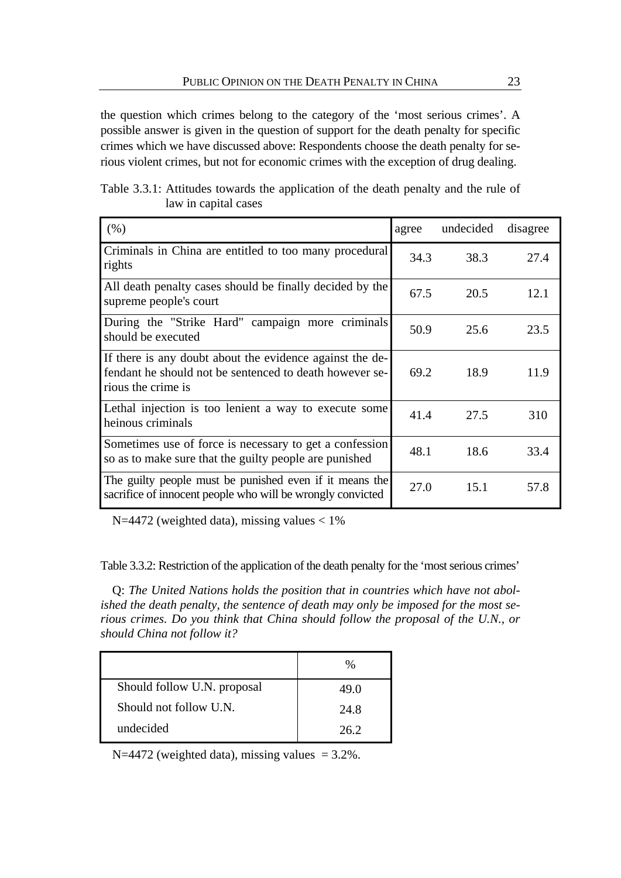the question which crimes belong to the category of the 'most serious crimes'. A possible answer is given in the question of support for the death penalty for specific crimes which we have discussed above: Respondents choose the death penalty for serious violent crimes, but not for economic crimes with the exception of drug dealing.

Table 3.3.1: Attitudes towards the application of the death penalty and the rule of law in capital cases

| (%) | agree | undecided | disagree |
|---|---|---|---|
| Criminals in China are entitled to too many procedural rights | 34.3 | 38.3 | 27.4 |
| All death penalty cases should be finally decided by the supreme people's court | 67.5 | 20.5 | 12.1 |
| During the "Strike Hard" campaign more criminals should be executed | 50.9 | 25.6 | 23.5 |
| If there is any doubt about the evidence against the defendant he should not be sentenced to death however serious the crime is | 69.2 | 18.9 | 11.9 |
| Lethal injection is too lenient a way to execute some heinous criminals | 41.4 | 27.5 | 310 |
| Sometimes use of force is necessary to get a confession so as to make sure that the guilty people are punished | 48.1 | 18.6 | 33.4 |
| The guilty people must be punished even if it means the sacrifice of innocent people who will be wrongly convicted | 27.0 | 15.1 | 57.8 |

N=4472 (weighted data), missing values < 1%

Table 3.3.2: Restriction of the application of the death penalty for the 'most serious crimes'

Q: *The United Nations holds the position that in countries which have not abolished the death penalty, the sentence of death may only be imposed for the most serious crimes. Do you think that China should follow the proposal of the U.N., or should China not follow it?*

| | % |
|---|---|
| Should follow U.N. proposal | 49.0 |
| Should not follow U.N. | 24.8 |
| undecided | 26.2 |

N=4472 (weighted data), missing values = 3.2%.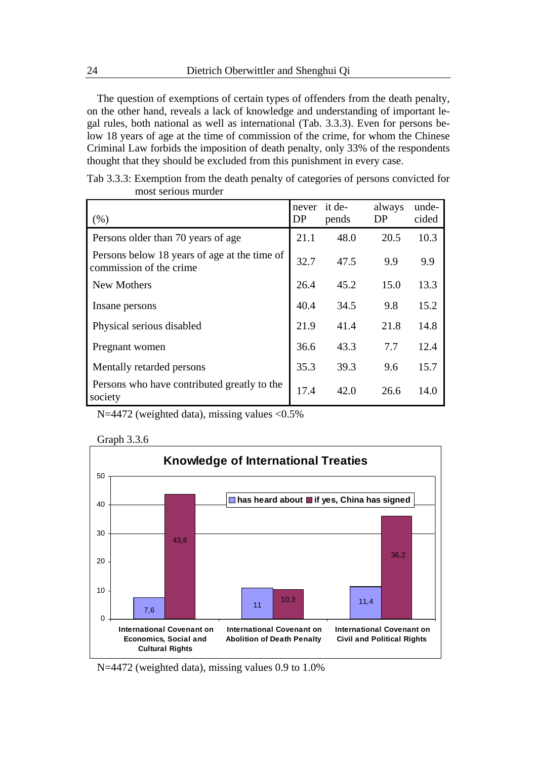The question of exemptions of certain types of offenders from the death penalty, on the other hand, reveals a lack of knowledge and understanding of important legal rules, both national as well as international (Tab. 3.3.3). Even for persons below 18 years of age at the time of commission of the crime, for whom the Chinese Criminal Law forbids the imposition of death penalty, only 33% of the respondents thought that they should be excluded from this punishment in every case.

Tab 3.3.3: Exemption from the death penalty of categories of persons convicted for most serious murder

| (%) | never DP | it depends | always DP | undecided |
|---|---|---|---|---|
| Persons older than 70 years of age | 21.1 | 48.0 | 20.5 | 10.3 |
| Persons below 18 years of age at the time of commission of the crime | 32.7 | 47.5 | 9.9 | 9.9 |
| New Mothers | 26.4 | 45.2 | 15.0 | 13.3 |
| Insane persons | 40.4 | 34.5 | 9.8 | 15.2 |
| Physical serious disabled | 21.9 | 41.4 | 21.8 | 14.8 |
| Pregnant women | 36.6 | 43.3 | 7.7 | 12.4 |
| Mentally retarded persons | 35.3 | 39.3 | 9.6 | 15.7 |
| Persons who have contributed greatly to the society | 17.4 | 42.0 | 26.6 | 14.0 |

N=4472 (weighted data), missing values <0.5%

Graph 3.3.6

**Knowledge of International Treaties**

| | has heard about | if yes, China has signed |
|---|---|---|
| International Covenant on Economics, Social and Cultural Rights | 7,6 | 43,6 |
| International Covenant on Abolition of Death Penalty | 11 | 10,3 |
| International Covenant on Civil and Political Rights | 11,4 | 36,2 |

N=4472 (weighted data), missing values 0.9 to 1.0%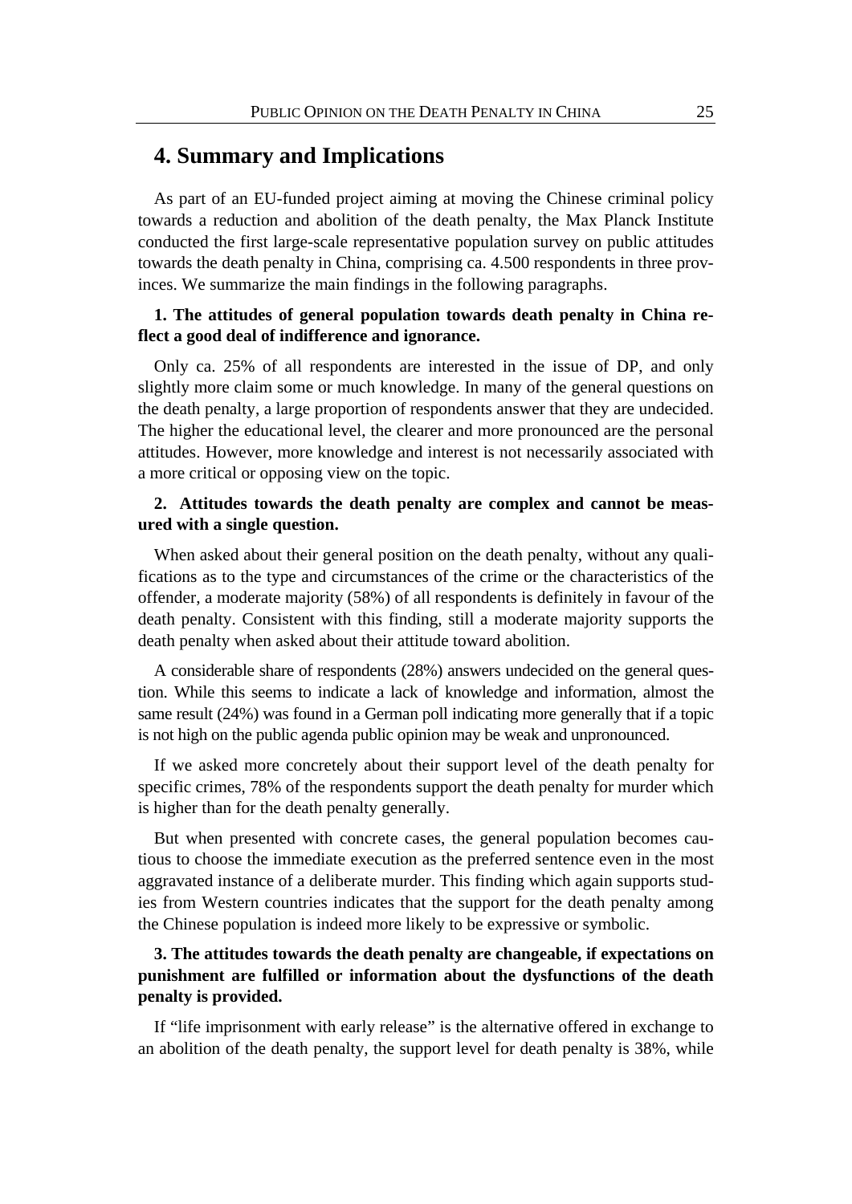# 4. Summary and Implications

As part of an EU-funded project aiming at moving the Chinese criminal policy towards a reduction and abolition of the death penalty, the Max Planck Institute conducted the first large-scale representative population survey on public attitudes towards the death penalty in China, comprising ca. 4.500 respondents in three provinces. We summarize the main findings in the following paragraphs.

**1. The attitudes of general population towards death penalty in China reflect a good deal of indifference and ignorance.**

Only ca. 25% of all respondents are interested in the issue of DP, and only slightly more claim some or much knowledge. In many of the general questions on the death penalty, a large proportion of respondents answer that they are undecided. The higher the educational level, the clearer and more pronounced are the personal attitudes. However, more knowledge and interest is not necessarily associated with a more critical or opposing view on the topic.

**2. Attitudes towards the death penalty are complex and cannot be measured with a single question.**

When asked about their general position on the death penalty, without any qualifications as to the type and circumstances of the crime or the characteristics of the offender, a moderate majority (58%) of all respondents is definitely in favour of the death penalty. Consistent with this finding, still a moderate majority supports the death penalty when asked about their attitude toward abolition.

A considerable share of respondents (28%) answers undecided on the general question. While this seems to indicate a lack of knowledge and information, almost the same result (24%) was found in a German poll indicating more generally that if a topic is not high on the public agenda public opinion may be weak and unpronounced.

If we asked more concretely about their support level of the death penalty for specific crimes, 78% of the respondents support the death penalty for murder which is higher than for the death penalty generally.

But when presented with concrete cases, the general population becomes cautious to choose the immediate execution as the preferred sentence even in the most aggravated instance of a deliberate murder. This finding which again supports studies from Western countries indicates that the support for the death penalty among the Chinese population is indeed more likely to be expressive or symbolic.

**3. The attitudes towards the death penalty are changeable, if expectations on punishment are fulfilled or information about the dysfunctions of the death penalty is provided.**

If "life imprisonment with early release" is the alternative offered in exchange to an abolition of the death penalty, the support level for death penalty is 38%, while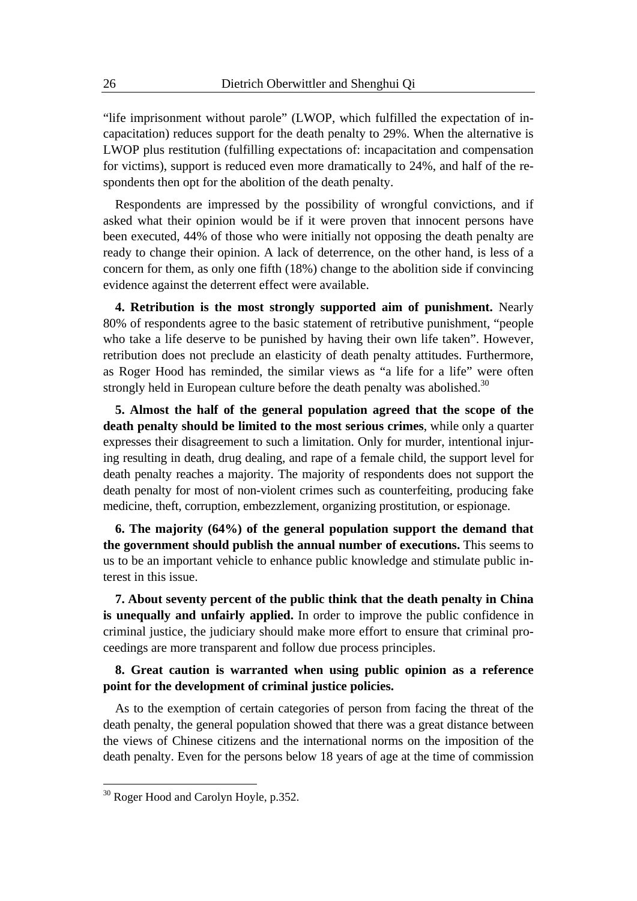"life imprisonment without parole" (LWOP, which fulfilled the expectation of incapacitation) reduces support for the death penalty to 29%. When the alternative is LWOP plus restitution (fulfilling expectations of: incapacitation and compensation for victims), support is reduced even more dramatically to 24%, and half of the respondents then opt for the abolition of the death penalty.

Respondents are impressed by the possibility of wrongful convictions, and if asked what their opinion would be if it were proven that innocent persons have been executed, 44% of those who were initially not opposing the death penalty are ready to change their opinion. A lack of deterrence, on the other hand, is less of a concern for them, as only one fifth (18%) change to the abolition side if convincing evidence against the deterrent effect were available.

**4. Retribution is the most strongly supported aim of punishment.** Nearly 80% of respondents agree to the basic statement of retributive punishment, "people who take a life deserve to be punished by having their own life taken". However, retribution does not preclude an elasticity of death penalty attitudes. Furthermore, as Roger Hood has reminded, the similar views as "a life for a life" were often strongly held in European culture before the death penalty was abolished.[30]

**5. Almost the half of the general population agreed that the scope of the death penalty should be limited to the most serious crimes**, while only a quarter expresses their disagreement to such a limitation. Only for murder, intentional injuring resulting in death, drug dealing, and rape of a female child, the support level for death penalty reaches a majority. The majority of respondents does not support the death penalty for most of non-violent crimes such as counterfeiting, producing fake medicine, theft, corruption, embezzlement, organizing prostitution, or espionage.

**6. The majority (64%) of the general population support the demand that the government should publish the annual number of executions.** This seems to us to be an important vehicle to enhance public knowledge and stimulate public interest in this issue.

**7. About seventy percent of the public think that the death penalty in China is unequally and unfairly applied.** In order to improve the public confidence in criminal justice, the judiciary should make more effort to ensure that criminal proceedings are more transparent and follow due process principles.

**8. Great caution is warranted when using public opinion as a reference point for the development of criminal justice policies.**

As to the exemption of certain categories of person from facing the threat of the death penalty, the general population showed that there was a great distance between the views of Chinese citizens and the international norms on the imposition of the death penalty. Even for the persons below 18 years of age at the time of commission

[30] Roger Hood and Carolyn Hoyle, p.352.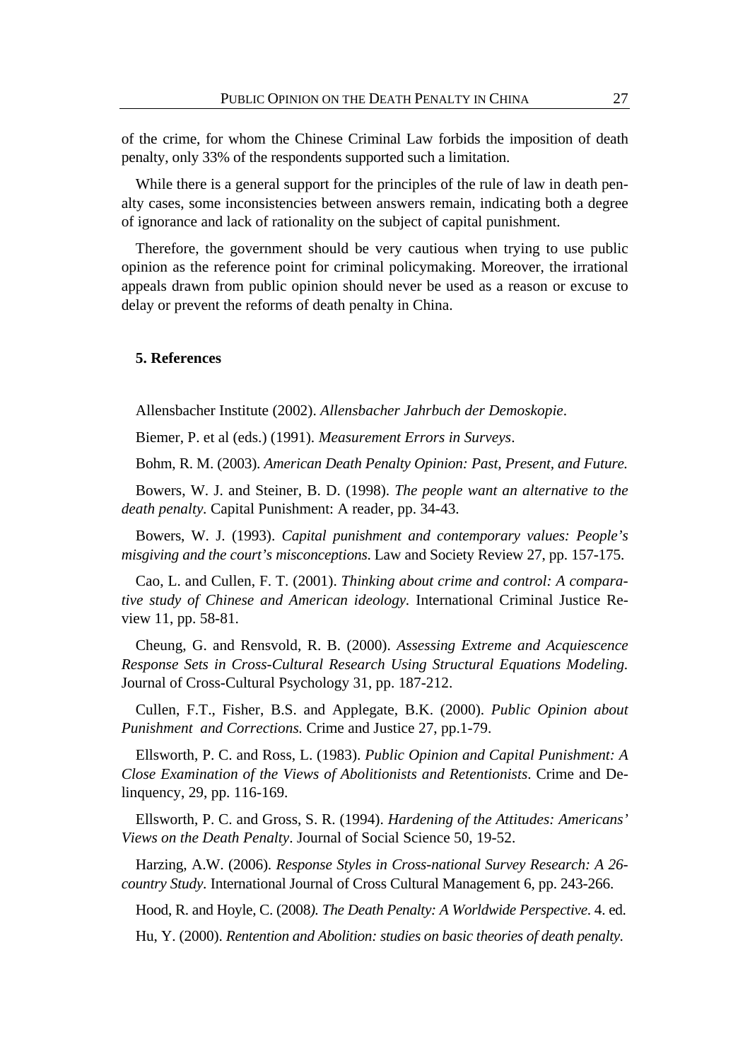of the crime, for whom the Chinese Criminal Law forbids the imposition of death penalty, only 33% of the respondents supported such a limitation.

While there is a general support for the principles of the rule of law in death penalty cases, some inconsistencies between answers remain, indicating both a degree of ignorance and lack of rationality on the subject of capital punishment.

Therefore, the government should be very cautious when trying to use public opinion as the reference point for criminal policymaking. Moreover, the irrational appeals drawn from public opinion should never be used as a reason or excuse to delay or prevent the reforms of death penalty in China.

## 5. References

Allensbacher Institute (2002). *Allensbacher Jahrbuch der Demoskopie*.

Biemer, P. et al (eds.) (1991). *Measurement Errors in Surveys*.

Bohm, R. M. (2003). *American Death Penalty Opinion: Past, Present, and Future.*

Bowers, W. J. and Steiner, B. D. (1998). *The people want an alternative to the death penalty*. Capital Punishment: A reader, pp. 34-43.

Bowers, W. J. (1993). *Capital punishment and contemporary values: People's misgiving and the court's misconceptions*. Law and Society Review 27, pp. 157-175.

Cao, L. and Cullen, F. T. (2001). *Thinking about crime and control: A comparative study of Chinese and American ideology*. International Criminal Justice Review 11, pp. 58-81.

Cheung, G. and Rensvold, R. B. (2000). *Assessing Extreme and Acquiescence Response Sets in Cross-Cultural Research Using Structural Equations Modeling.* Journal of Cross-Cultural Psychology 31, pp. 187-212.

Cullen, F.T., Fisher, B.S. and Applegate, B.K. (2000). *Public Opinion about Punishment and Corrections.* Crime and Justice 27, pp.1-79.

Ellsworth, P. C. and Ross, L. (1983). *Public Opinion and Capital Punishment: A Close Examination of the Views of Abolitionists and Retentionists*. Crime and Delinquency, 29, pp. 116-169.

Ellsworth, P. C. and Gross, S. R. (1994). *Hardening of the Attitudes: Americans' Views on the Death Penalty*. Journal of Social Science 50, 19-52.

Harzing, A.W. (2006). *Response Styles in Cross-national Survey Research: A 26-country Study*. International Journal of Cross Cultural Management 6, pp. 243-266.

Hood, R. and Hoyle, C. (2008*). The Death Penalty: A Worldwide Perspective.* 4. ed.

Hu, Y. (2000). *Rentention and Abolition: studies on basic theories of death penalty.*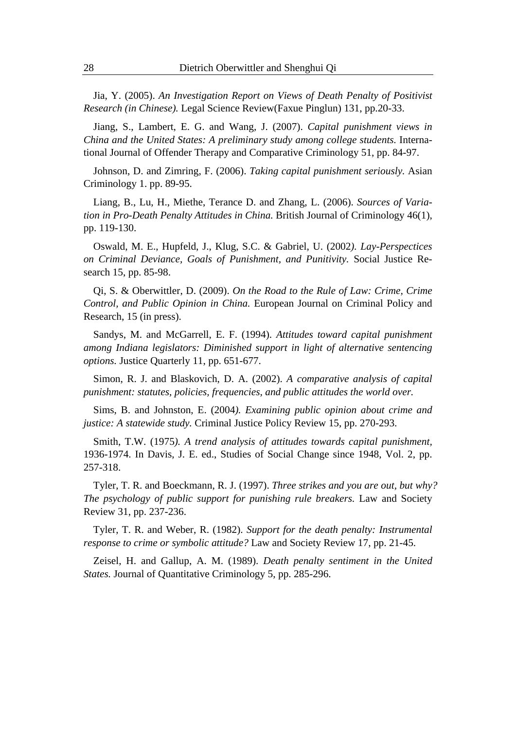Jia, Y. (2005). *An Investigation Report on Views of Death Penalty of Positivist Research (in Chinese).* Legal Science Review(Faxue Pinglun) 131, pp.20-33.

Jiang, S., Lambert, E. G. and Wang, J. (2007). *Capital punishment views in China and the United States: A preliminary study among college students.* International Journal of Offender Therapy and Comparative Criminology 51, pp. 84-97.

Johnson, D. and Zimring, F. (2006). *Taking capital punishment seriously.* Asian Criminology 1. pp. 89-95.

Liang, B., Lu, H., Miethe, Terance D. and Zhang, L. (2006). *Sources of Variation in Pro-Death Penalty Attitudes in China.* British Journal of Criminology 46(1), pp. 119-130.

Oswald, M. E., Hupfeld, J., Klug, S.C. & Gabriel, U. (2002*). Lay-Perspectices on Criminal Deviance, Goals of Punishment, and Punitivity.* Social Justice Research 15, pp. 85-98.

Qi, S. & Oberwittler, D. (2009). *On the Road to the Rule of Law: Crime, Crime Control, and Public Opinion in China.* European Journal on Criminal Policy and Research, 15 (in press).

Sandys, M. and McGarrell, E. F. (1994). *Attitudes toward capital punishment among Indiana legislators: Diminished support in light of alternative sentencing options.* Justice Quarterly 11, pp. 651-677.

Simon, R. J. and Blaskovich, D. A. (2002). *A comparative analysis of capital punishment: statutes, policies, frequencies, and public attitudes the world over.*

Sims, B. and Johnston, E. (2004*). Examining public opinion about crime and justice: A statewide study.* Criminal Justice Policy Review 15, pp. 270-293.

Smith, T.W. (1975*). A trend analysis of attitudes towards capital punishment,* 1936-1974. In Davis, J. E. ed., Studies of Social Change since 1948, Vol. 2, pp. 257-318.

Tyler, T. R. and Boeckmann, R. J. (1997). *Three strikes and you are out, but why? The psychology of public support for punishing rule breakers.* Law and Society Review 31, pp. 237-236.

Tyler, T. R. and Weber, R. (1982). *Support for the death penalty: Instrumental response to crime or symbolic attitude?* Law and Society Review 17, pp. 21-45.

Zeisel, H. and Gallup, A. M. (1989). *Death penalty sentiment in the United States.* Journal of Quantitative Criminology 5, pp. 285-296.